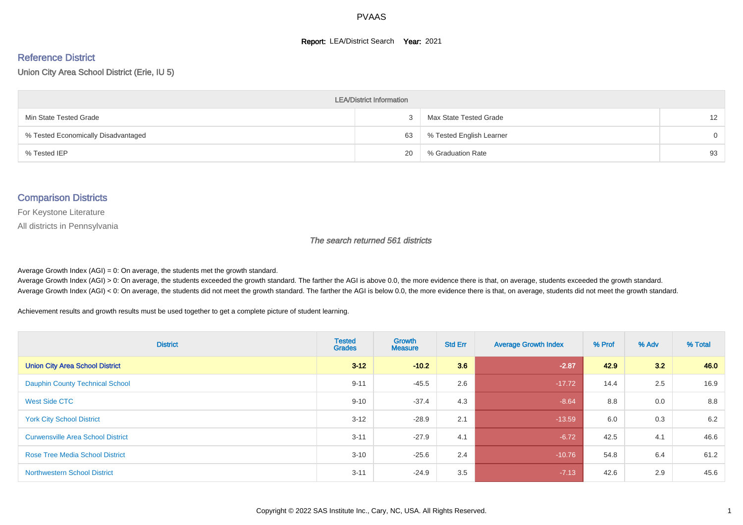# PVAAS

**Report:** LEA/District Search **Year:** 2021

## Reference District

Union City Area School District (Erie, IU 5)

| LEA/District Information | | | |
|---|---|---|---|
| Min State Tested Grade | 3 | Max State Tested Grade | 12 |
| % Tested Economically Disadvantaged | 63 | % Tested English Learner | 0 |
| % Tested IEP | 20 | % Graduation Rate | 93 |

## Comparison Districts

For Keystone Literature

All districts in Pennsylvania

*The search returned 561 districts*

Average Growth Index (AGI) = 0: On average, the students met the growth standard.

Average Growth Index (AGI) > 0: On average, the students exceeded the growth standard. The farther the AGI is above 0.0, the more evidence there is that, on average, students exceeded the growth standard.

Average Growth Index (AGI) < 0: On average, the students did not meet the growth standard. The farther the AGI is below 0.0, the more evidence there is that, on average, students did not meet the growth standard.

Achievement results and growth results must be used together to get a complete picture of student learning.

| District | Tested Grades | Growth Measure | Std Err | Average Growth Index | % Prof | % Adv | % Total |
|---|---|---|---|---|---|---|---|
| **Union City Area School District** | **3-12** | **-10.2** | **3.6** | **-2.87** | **42.9** | **3.2** | **46.0** |
| Dauphin County Technical School | 9-11 | -45.5 | 2.6 | -17.72 | 14.4 | 2.5 | 16.9 |
| West Side CTC | 9-10 | -37.4 | 4.3 | -8.64 | 8.8 | 0.0 | 8.8 |
| York City School District | 3-12 | -28.9 | 2.1 | -13.59 | 6.0 | 0.3 | 6.2 |
| Curwensville Area School District | 3-11 | -27.9 | 4.1 | -6.72 | 42.5 | 4.1 | 46.6 |
| Rose Tree Media School District | 3-10 | -25.6 | 2.4 | -10.76 | 54.8 | 6.4 | 61.2 |
| Northwestern School District | 3-11 | -24.9 | 3.5 | -7.13 | 42.6 | 2.9 | 45.6 |

Copyright © 2022 SAS Institute Inc., Cary, NC, USA. All Rights Reserved.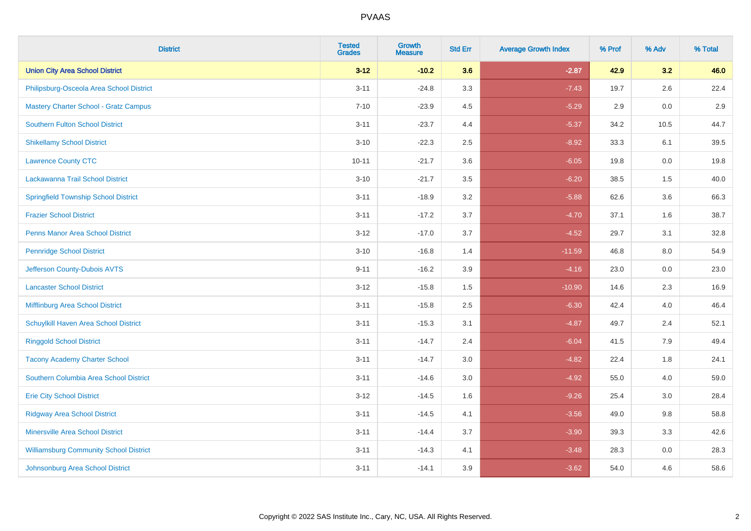| District | Tested Grades | Growth Measure | Std Err | Average Growth Index | % Prof | % Adv | % Total |
|---|---|---|---|---|---|---|---|
| **Union City Area School District** | **3-12** | **-10.2** | **3.6** | **-2.87** | **42.9** | **3.2** | **46.0** |
| Philipsburg-Osceola Area School District | 3-11 | -24.8 | 3.3 | -7.43 | 19.7 | 2.6 | 22.4 |
| Mastery Charter School - Gratz Campus | 7-10 | -23.9 | 4.5 | -5.29 | 2.9 | 0.0 | 2.9 |
| Southern Fulton School District | 3-11 | -23.7 | 4.4 | -5.37 | 34.2 | 10.5 | 44.7 |
| Shikellamy School District | 3-10 | -22.3 | 2.5 | -8.92 | 33.3 | 6.1 | 39.5 |
| Lawrence County CTC | 10-11 | -21.7 | 3.6 | -6.05 | 19.8 | 0.0 | 19.8 |
| Lackawanna Trail School District | 3-10 | -21.7 | 3.5 | -6.20 | 38.5 | 1.5 | 40.0 |
| Springfield Township School District | 3-11 | -18.9 | 3.2 | -5.88 | 62.6 | 3.6 | 66.3 |
| Frazier School District | 3-11 | -17.2 | 3.7 | -4.70 | 37.1 | 1.6 | 38.7 |
| Penns Manor Area School District | 3-12 | -17.0 | 3.7 | -4.52 | 29.7 | 3.1 | 32.8 |
| Pennridge School District | 3-10 | -16.8 | 1.4 | -11.59 | 46.8 | 8.0 | 54.9 |
| Jefferson County-Dubois AVTS | 9-11 | -16.2 | 3.9 | -4.16 | 23.0 | 0.0 | 23.0 |
| Lancaster School District | 3-12 | -15.8 | 1.5 | -10.90 | 14.6 | 2.3 | 16.9 |
| Mifflinburg Area School District | 3-11 | -15.8 | 2.5 | -6.30 | 42.4 | 4.0 | 46.4 |
| Schuylkill Haven Area School District | 3-11 | -15.3 | 3.1 | -4.87 | 49.7 | 2.4 | 52.1 |
| Ringgold School District | 3-11 | -14.7 | 2.4 | -6.04 | 41.5 | 7.9 | 49.4 |
| Tacony Academy Charter School | 3-11 | -14.7 | 3.0 | -4.82 | 22.4 | 1.8 | 24.1 |
| Southern Columbia Area School District | 3-11 | -14.6 | 3.0 | -4.92 | 55.0 | 4.0 | 59.0 |
| Erie City School District | 3-12 | -14.5 | 1.6 | -9.26 | 25.4 | 3.0 | 28.4 |
| Ridgway Area School District | 3-11 | -14.5 | 4.1 | -3.56 | 49.0 | 9.8 | 58.8 |
| Minersville Area School District | 3-11 | -14.4 | 3.7 | -3.90 | 39.3 | 3.3 | 42.6 |
| Williamsburg Community School District | 3-11 | -14.3 | 4.1 | -3.48 | 28.3 | 0.0 | 28.3 |
| Johnsonburg Area School District | 3-11 | -14.1 | 3.9 | -3.62 | 54.0 | 4.6 | 58.6 |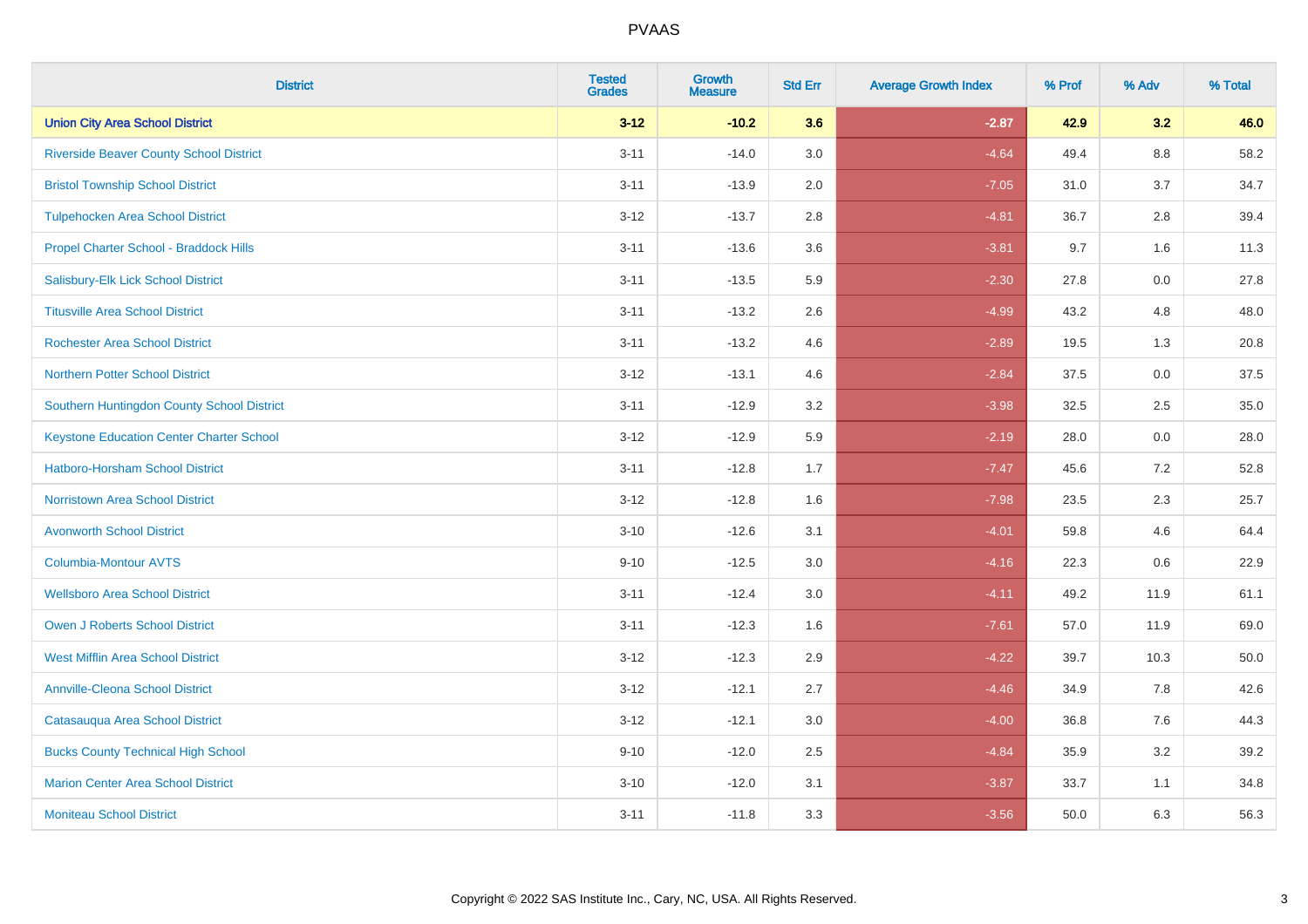# PVAAS

| District | Tested Grades | Growth Measure | Std Err | Average Growth Index | % Prof | % Adv | % Total |
|---|---|---|---|---|---|---|---|
| **Union City Area School District** | **3-12** | **-10.2** | **3.6** | **-2.87** | **42.9** | **3.2** | **46.0** |
| Riverside Beaver County School District | 3-11 | -14.0 | 3.0 | -4.64 | 49.4 | 8.8 | 58.2 |
| Bristol Township School District | 3-11 | -13.9 | 2.0 | -7.05 | 31.0 | 3.7 | 34.7 |
| Tulpehocken Area School District | 3-12 | -13.7 | 2.8 | -4.81 | 36.7 | 2.8 | 39.4 |
| Propel Charter School - Braddock Hills | 3-11 | -13.6 | 3.6 | -3.81 | 9.7 | 1.6 | 11.3 |
| Salisbury-Elk Lick School District | 3-11 | -13.5 | 5.9 | -2.30 | 27.8 | 0.0 | 27.8 |
| Titusville Area School District | 3-11 | -13.2 | 2.6 | -4.99 | 43.2 | 4.8 | 48.0 |
| Rochester Area School District | 3-11 | -13.2 | 4.6 | -2.89 | 19.5 | 1.3 | 20.8 |
| Northern Potter School District | 3-12 | -13.1 | 4.6 | -2.84 | 37.5 | 0.0 | 37.5 |
| Southern Huntingdon County School District | 3-11 | -12.9 | 3.2 | -3.98 | 32.5 | 2.5 | 35.0 |
| Keystone Education Center Charter School | 3-12 | -12.9 | 5.9 | -2.19 | 28.0 | 0.0 | 28.0 |
| Hatboro-Horsham School District | 3-11 | -12.8 | 1.7 | -7.47 | 45.6 | 7.2 | 52.8 |
| Norristown Area School District | 3-12 | -12.8 | 1.6 | -7.98 | 23.5 | 2.3 | 25.7 |
| Avonworth School District | 3-10 | -12.6 | 3.1 | -4.01 | 59.8 | 4.6 | 64.4 |
| Columbia-Montour AVTS | 9-10 | -12.5 | 3.0 | -4.16 | 22.3 | 0.6 | 22.9 |
| Wellsboro Area School District | 3-11 | -12.4 | 3.0 | -4.11 | 49.2 | 11.9 | 61.1 |
| Owen J Roberts School District | 3-11 | -12.3 | 1.6 | -7.61 | 57.0 | 11.9 | 69.0 |
| West Mifflin Area School District | 3-12 | -12.3 | 2.9 | -4.22 | 39.7 | 10.3 | 50.0 |
| Annville-Cleona School District | 3-12 | -12.1 | 2.7 | -4.46 | 34.9 | 7.8 | 42.6 |
| Catasauqua Area School District | 3-12 | -12.1 | 3.0 | -4.00 | 36.8 | 7.6 | 44.3 |
| Bucks County Technical High School | 9-10 | -12.0 | 2.5 | -4.84 | 35.9 | 3.2 | 39.2 |
| Marion Center Area School District | 3-10 | -12.0 | 3.1 | -3.87 | 33.7 | 1.1 | 34.8 |
| Moniteau School District | 3-11 | -11.8 | 3.3 | -3.56 | 50.0 | 6.3 | 56.3 |

Copyright © 2022 SAS Institute Inc., Cary, NC, USA. All Rights Reserved.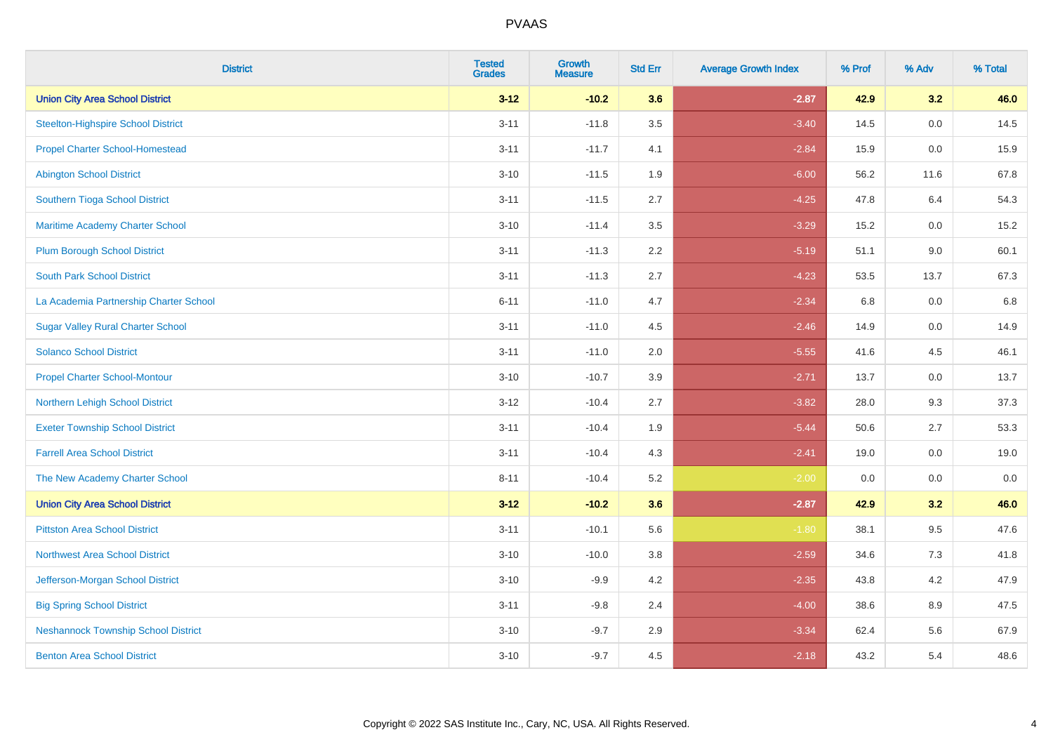# PVAAS

| District | Tested Grades | Growth Measure | Std Err | Average Growth Index | % Prof | % Adv | % Total |
|---|---|---|---|---|---|---|---|
| **Union City Area School District** | **3-12** | **-10.2** | **3.6** | **-2.87** | **42.9** | **3.2** | **46.0** |
| Steelton-Highspire School District | 3-11 | -11.8 | 3.5 | -3.40 | 14.5 | 0.0 | 14.5 |
| Propel Charter School-Homestead | 3-11 | -11.7 | 4.1 | -2.84 | 15.9 | 0.0 | 15.9 |
| Abington School District | 3-10 | -11.5 | 1.9 | -6.00 | 56.2 | 11.6 | 67.8 |
| Southern Tioga School District | 3-11 | -11.5 | 2.7 | -4.25 | 47.8 | 6.4 | 54.3 |
| Maritime Academy Charter School | 3-10 | -11.4 | 3.5 | -3.29 | 15.2 | 0.0 | 15.2 |
| Plum Borough School District | 3-11 | -11.3 | 2.2 | -5.19 | 51.1 | 9.0 | 60.1 |
| South Park School District | 3-11 | -11.3 | 2.7 | -4.23 | 53.5 | 13.7 | 67.3 |
| La Academia Partnership Charter School | 6-11 | -11.0 | 4.7 | -2.34 | 6.8 | 0.0 | 6.8 |
| Sugar Valley Rural Charter School | 3-11 | -11.0 | 4.5 | -2.46 | 14.9 | 0.0 | 14.9 |
| Solanco School District | 3-11 | -11.0 | 2.0 | -5.55 | 41.6 | 4.5 | 46.1 |
| Propel Charter School-Montour | 3-10 | -10.7 | 3.9 | -2.71 | 13.7 | 0.0 | 13.7 |
| Northern Lehigh School District | 3-12 | -10.4 | 2.7 | -3.82 | 28.0 | 9.3 | 37.3 |
| Exeter Township School District | 3-11 | -10.4 | 1.9 | -5.44 | 50.6 | 2.7 | 53.3 |
| Farrell Area School District | 3-11 | -10.4 | 4.3 | -2.41 | 19.0 | 0.0 | 19.0 |
| The New Academy Charter School | 8-11 | -10.4 | 5.2 | -2.00 | 0.0 | 0.0 | 0.0 |
| **Union City Area School District** | **3-12** | **-10.2** | **3.6** | **-2.87** | **42.9** | **3.2** | **46.0** |
| Pittston Area School District | 3-11 | -10.1 | 5.6 | -1.80 | 38.1 | 9.5 | 47.6 |
| Northwest Area School District | 3-10 | -10.0 | 3.8 | -2.59 | 34.6 | 7.3 | 41.8 |
| Jefferson-Morgan School District | 3-10 | -9.9 | 4.2 | -2.35 | 43.8 | 4.2 | 47.9 |
| Big Spring School District | 3-11 | -9.8 | 2.4 | -4.00 | 38.6 | 8.9 | 47.5 |
| Neshannock Township School District | 3-10 | -9.7 | 2.9 | -3.34 | 62.4 | 5.6 | 67.9 |
| Benton Area School District | 3-10 | -9.7 | 4.5 | -2.18 | 43.2 | 5.4 | 48.6 |

Copyright © 2022 SAS Institute Inc., Cary, NC, USA. All Rights Reserved.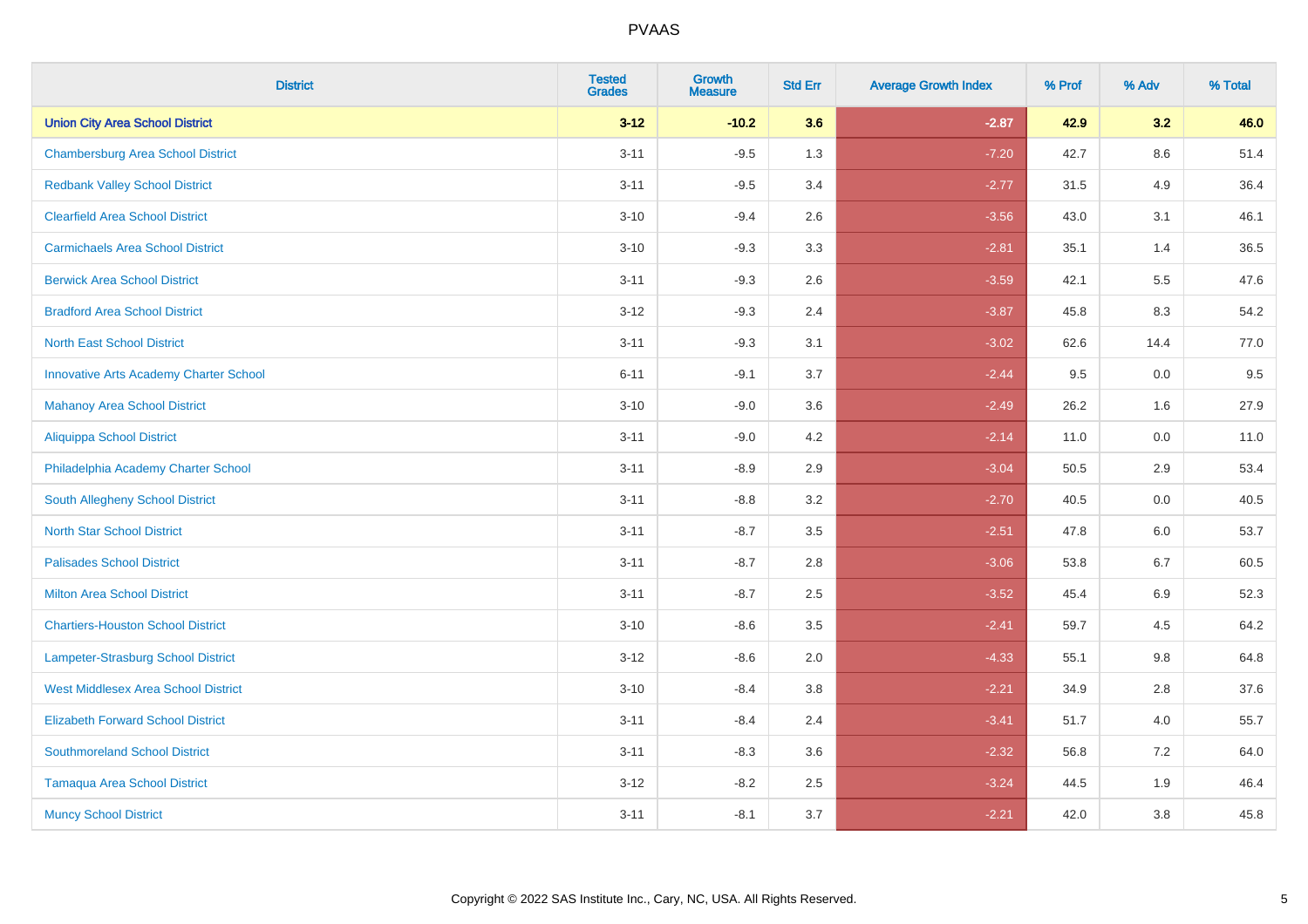# PVAAS

| District | Tested Grades | Growth Measure | Std Err | Average Growth Index | % Prof | % Adv | % Total |
|---|---|---|---|---|---|---|---|
| **Union City Area School District** | **3-12** | **-10.2** | **3.6** | **-2.87** | **42.9** | **3.2** | **46.0** |
| Chambersburg Area School District | 3-11 | -9.5 | 1.3 | -7.20 | 42.7 | 8.6 | 51.4 |
| Redbank Valley School District | 3-11 | -9.5 | 3.4 | -2.77 | 31.5 | 4.9 | 36.4 |
| Clearfield Area School District | 3-10 | -9.4 | 2.6 | -3.56 | 43.0 | 3.1 | 46.1 |
| Carmichaels Area School District | 3-10 | -9.3 | 3.3 | -2.81 | 35.1 | 1.4 | 36.5 |
| Berwick Area School District | 3-11 | -9.3 | 2.6 | -3.59 | 42.1 | 5.5 | 47.6 |
| Bradford Area School District | 3-12 | -9.3 | 2.4 | -3.87 | 45.8 | 8.3 | 54.2 |
| North East School District | 3-11 | -9.3 | 3.1 | -3.02 | 62.6 | 14.4 | 77.0 |
| Innovative Arts Academy Charter School | 6-11 | -9.1 | 3.7 | -2.44 | 9.5 | 0.0 | 9.5 |
| Mahanoy Area School District | 3-10 | -9.0 | 3.6 | -2.49 | 26.2 | 1.6 | 27.9 |
| Aliquippa School District | 3-11 | -9.0 | 4.2 | -2.14 | 11.0 | 0.0 | 11.0 |
| Philadelphia Academy Charter School | 3-11 | -8.9 | 2.9 | -3.04 | 50.5 | 2.9 | 53.4 |
| South Allegheny School District | 3-11 | -8.8 | 3.2 | -2.70 | 40.5 | 0.0 | 40.5 |
| North Star School District | 3-11 | -8.7 | 3.5 | -2.51 | 47.8 | 6.0 | 53.7 |
| Palisades School District | 3-11 | -8.7 | 2.8 | -3.06 | 53.8 | 6.7 | 60.5 |
| Milton Area School District | 3-11 | -8.7 | 2.5 | -3.52 | 45.4 | 6.9 | 52.3 |
| Chartiers-Houston School District | 3-10 | -8.6 | 3.5 | -2.41 | 59.7 | 4.5 | 64.2 |
| Lampeter-Strasburg School District | 3-12 | -8.6 | 2.0 | -4.33 | 55.1 | 9.8 | 64.8 |
| West Middlesex Area School District | 3-10 | -8.4 | 3.8 | -2.21 | 34.9 | 2.8 | 37.6 |
| Elizabeth Forward School District | 3-11 | -8.4 | 2.4 | -3.41 | 51.7 | 4.0 | 55.7 |
| Southmoreland School District | 3-11 | -8.3 | 3.6 | -2.32 | 56.8 | 7.2 | 64.0 |
| Tamaqua Area School District | 3-12 | -8.2 | 2.5 | -3.24 | 44.5 | 1.9 | 46.4 |
| Muncy School District | 3-11 | -8.1 | 3.7 | -2.21 | 42.0 | 3.8 | 45.8 |

Copyright © 2022 SAS Institute Inc., Cary, NC, USA. All Rights Reserved.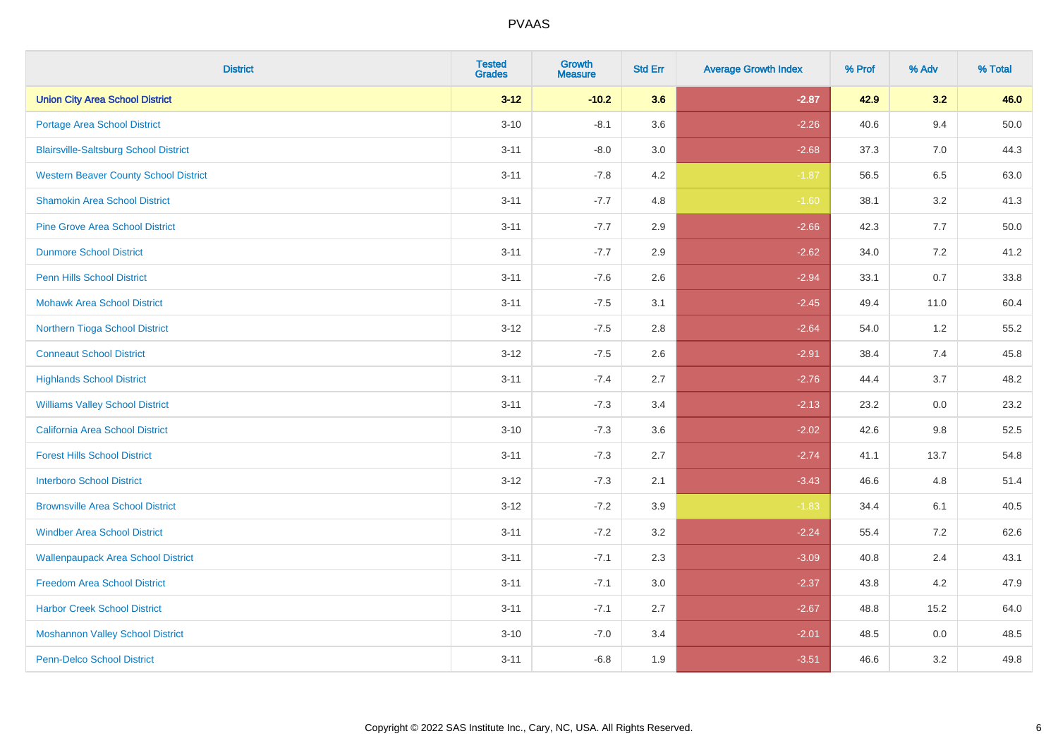PVAAS

| District | Tested Grades | Growth Measure | Std Err | Average Growth Index | % Prof | % Adv | % Total |
|---|---|---|---|---|---|---|---|
| **Union City Area School District** | **3-12** | **-10.2** | **3.6** | **-2.87** | **42.9** | **3.2** | **46.0** |
| Portage Area School District | 3-10 | -8.1 | 3.6 | -2.26 | 40.6 | 9.4 | 50.0 |
| Blairsville-Saltsburg School District | 3-11 | -8.0 | 3.0 | -2.68 | 37.3 | 7.0 | 44.3 |
| Western Beaver County School District | 3-11 | -7.8 | 4.2 | -1.87 | 56.5 | 6.5 | 63.0 |
| Shamokin Area School District | 3-11 | -7.7 | 4.8 | -1.60 | 38.1 | 3.2 | 41.3 |
| Pine Grove Area School District | 3-11 | -7.7 | 2.9 | -2.66 | 42.3 | 7.7 | 50.0 |
| Dunmore School District | 3-11 | -7.7 | 2.9 | -2.62 | 34.0 | 7.2 | 41.2 |
| Penn Hills School District | 3-11 | -7.6 | 2.6 | -2.94 | 33.1 | 0.7 | 33.8 |
| Mohawk Area School District | 3-11 | -7.5 | 3.1 | -2.45 | 49.4 | 11.0 | 60.4 |
| Northern Tioga School District | 3-12 | -7.5 | 2.8 | -2.64 | 54.0 | 1.2 | 55.2 |
| Conneaut School District | 3-12 | -7.5 | 2.6 | -2.91 | 38.4 | 7.4 | 45.8 |
| Highlands School District | 3-11 | -7.4 | 2.7 | -2.76 | 44.4 | 3.7 | 48.2 |
| Williams Valley School District | 3-11 | -7.3 | 3.4 | -2.13 | 23.2 | 0.0 | 23.2 |
| California Area School District | 3-10 | -7.3 | 3.6 | -2.02 | 42.6 | 9.8 | 52.5 |
| Forest Hills School District | 3-11 | -7.3 | 2.7 | -2.74 | 41.1 | 13.7 | 54.8 |
| Interboro School District | 3-12 | -7.3 | 2.1 | -3.43 | 46.6 | 4.8 | 51.4 |
| Brownsville Area School District | 3-12 | -7.2 | 3.9 | -1.83 | 34.4 | 6.1 | 40.5 |
| Windber Area School District | 3-11 | -7.2 | 3.2 | -2.24 | 55.4 | 7.2 | 62.6 |
| Wallenpaupack Area School District | 3-11 | -7.1 | 2.3 | -3.09 | 40.8 | 2.4 | 43.1 |
| Freedom Area School District | 3-11 | -7.1 | 3.0 | -2.37 | 43.8 | 4.2 | 47.9 |
| Harbor Creek School District | 3-11 | -7.1 | 2.7 | -2.67 | 48.8 | 15.2 | 64.0 |
| Moshannon Valley School District | 3-10 | -7.0 | 3.4 | -2.01 | 48.5 | 0.0 | 48.5 |
| Penn-Delco School District | 3-11 | -6.8 | 1.9 | -3.51 | 46.6 | 3.2 | 49.8 |

Copyright © 2022 SAS Institute Inc., Cary, NC, USA. All Rights Reserved.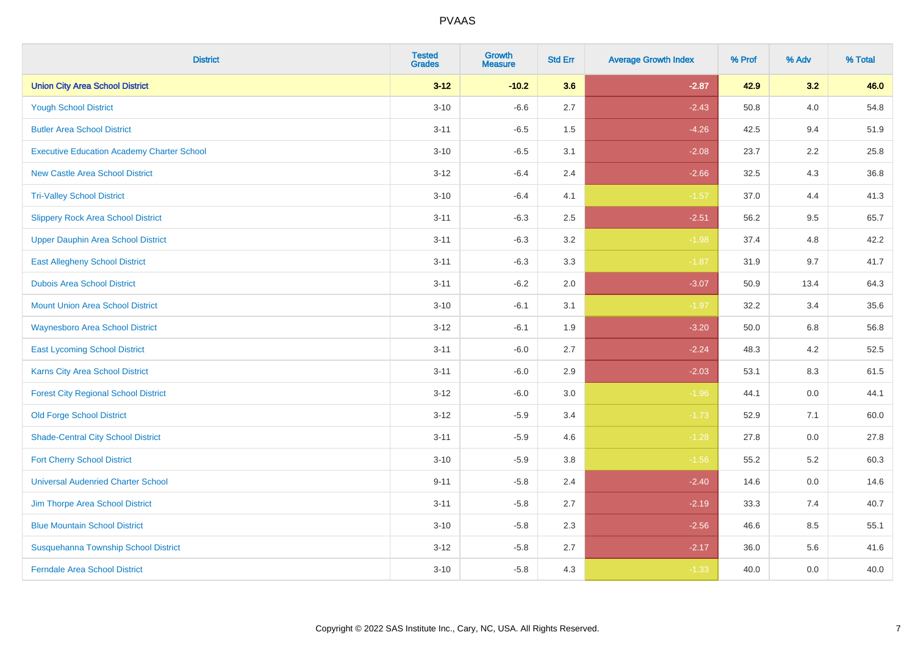| District | Tested Grades | Growth Measure | Std Err | Average Growth Index | % Prof | % Adv | % Total |
|---|---|---|---|---|---|---|---|
| **Union City Area School District** | **3-12** | **-10.2** | **3.6** | **-2.87** | **42.9** | **3.2** | **46.0** |
| Yough School District | 3-10 | -6.6 | 2.7 | -2.43 | 50.8 | 4.0 | 54.8 |
| Butler Area School District | 3-11 | -6.5 | 1.5 | -4.26 | 42.5 | 9.4 | 51.9 |
| Executive Education Academy Charter School | 3-10 | -6.5 | 3.1 | -2.08 | 23.7 | 2.2 | 25.8 |
| New Castle Area School District | 3-12 | -6.4 | 2.4 | -2.66 | 32.5 | 4.3 | 36.8 |
| Tri-Valley School District | 3-10 | -6.4 | 4.1 | -1.57 | 37.0 | 4.4 | 41.3 |
| Slippery Rock Area School District | 3-11 | -6.3 | 2.5 | -2.51 | 56.2 | 9.5 | 65.7 |
| Upper Dauphin Area School District | 3-11 | -6.3 | 3.2 | -1.98 | 37.4 | 4.8 | 42.2 |
| East Allegheny School District | 3-11 | -6.3 | 3.3 | -1.87 | 31.9 | 9.7 | 41.7 |
| Dubois Area School District | 3-11 | -6.2 | 2.0 | -3.07 | 50.9 | 13.4 | 64.3 |
| Mount Union Area School District | 3-10 | -6.1 | 3.1 | -1.97 | 32.2 | 3.4 | 35.6 |
| Waynesboro Area School District | 3-12 | -6.1 | 1.9 | -3.20 | 50.0 | 6.8 | 56.8 |
| East Lycoming School District | 3-11 | -6.0 | 2.7 | -2.24 | 48.3 | 4.2 | 52.5 |
| Karns City Area School District | 3-11 | -6.0 | 2.9 | -2.03 | 53.1 | 8.3 | 61.5 |
| Forest City Regional School District | 3-12 | -6.0 | 3.0 | -1.96 | 44.1 | 0.0 | 44.1 |
| Old Forge School District | 3-12 | -5.9 | 3.4 | -1.73 | 52.9 | 7.1 | 60.0 |
| Shade-Central City School District | 3-11 | -5.9 | 4.6 | -1.28 | 27.8 | 0.0 | 27.8 |
| Fort Cherry School District | 3-10 | -5.9 | 3.8 | -1.56 | 55.2 | 5.2 | 60.3 |
| Universal Audenried Charter School | 9-11 | -5.8 | 2.4 | -2.40 | 14.6 | 0.0 | 14.6 |
| Jim Thorpe Area School District | 3-11 | -5.8 | 2.7 | -2.19 | 33.3 | 7.4 | 40.7 |
| Blue Mountain School District | 3-10 | -5.8 | 2.3 | -2.56 | 46.6 | 8.5 | 55.1 |
| Susquehanna Township School District | 3-12 | -5.8 | 2.7 | -2.17 | 36.0 | 5.6 | 41.6 |
| Ferndale Area School District | 3-10 | -5.8 | 4.3 | -1.33 | 40.0 | 0.0 | 40.0 |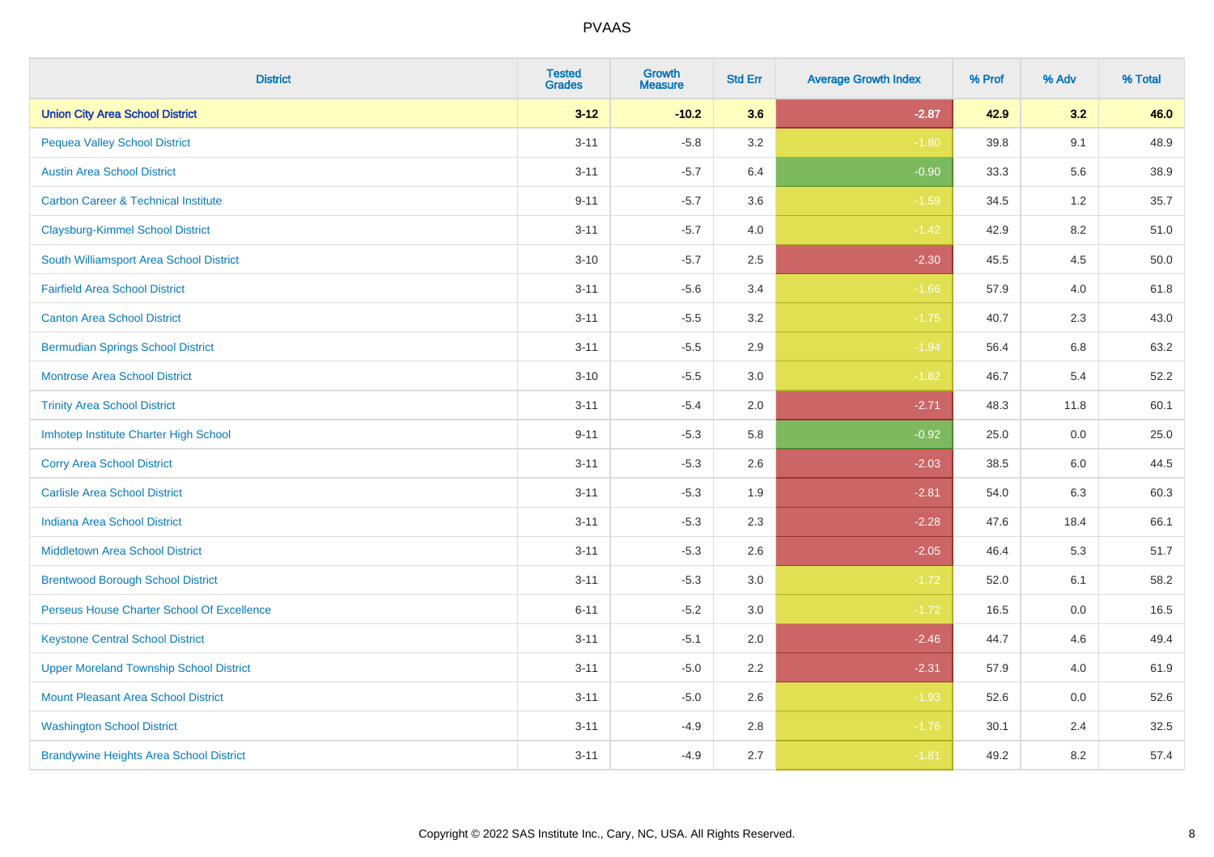| District | Tested Grades | Growth Measure | Std Err | Average Growth Index | % Prof | % Adv | % Total |
|---|---|---|---|---|---|---|---|
| **Union City Area School District** | **3-12** | **-10.2** | **3.6** | **-2.87** | **42.9** | **3.2** | **46.0** |
| Pequea Valley School District | 3-11 | -5.8 | 3.2 | -1.80 | 39.8 | 9.1 | 48.9 |
| Austin Area School District | 3-11 | -5.7 | 6.4 | -0.90 | 33.3 | 5.6 | 38.9 |
| Carbon Career & Technical Institute | 9-11 | -5.7 | 3.6 | -1.59 | 34.5 | 1.2 | 35.7 |
| Claysburg-Kimmel School District | 3-11 | -5.7 | 4.0 | -1.42 | 42.9 | 8.2 | 51.0 |
| South Williamsport Area School District | 3-10 | -5.7 | 2.5 | -2.30 | 45.5 | 4.5 | 50.0 |
| Fairfield Area School District | 3-11 | -5.6 | 3.4 | -1.66 | 57.9 | 4.0 | 61.8 |
| Canton Area School District | 3-11 | -5.5 | 3.2 | -1.75 | 40.7 | 2.3 | 43.0 |
| Bermudian Springs School District | 3-11 | -5.5 | 2.9 | -1.94 | 56.4 | 6.8 | 63.2 |
| Montrose Area School District | 3-10 | -5.5 | 3.0 | -1.82 | 46.7 | 5.4 | 52.2 |
| Trinity Area School District | 3-11 | -5.4 | 2.0 | -2.71 | 48.3 | 11.8 | 60.1 |
| Imhotep Institute Charter High School | 9-11 | -5.3 | 5.8 | -0.92 | 25.0 | 0.0 | 25.0 |
| Corry Area School District | 3-11 | -5.3 | 2.6 | -2.03 | 38.5 | 6.0 | 44.5 |
| Carlisle Area School District | 3-11 | -5.3 | 1.9 | -2.81 | 54.0 | 6.3 | 60.3 |
| Indiana Area School District | 3-11 | -5.3 | 2.3 | -2.28 | 47.6 | 18.4 | 66.1 |
| Middletown Area School District | 3-11 | -5.3 | 2.6 | -2.05 | 46.4 | 5.3 | 51.7 |
| Brentwood Borough School District | 3-11 | -5.3 | 3.0 | -1.72 | 52.0 | 6.1 | 58.2 |
| Perseus House Charter School Of Excellence | 6-11 | -5.2 | 3.0 | -1.72 | 16.5 | 0.0 | 16.5 |
| Keystone Central School District | 3-11 | -5.1 | 2.0 | -2.46 | 44.7 | 4.6 | 49.4 |
| Upper Moreland Township School District | 3-11 | -5.0 | 2.2 | -2.31 | 57.9 | 4.0 | 61.9 |
| Mount Pleasant Area School District | 3-11 | -5.0 | 2.6 | -1.93 | 52.6 | 0.0 | 52.6 |
| Washington School District | 3-11 | -4.9 | 2.8 | -1.76 | 30.1 | 2.4 | 32.5 |
| Brandywine Heights Area School District | 3-11 | -4.9 | 2.7 | -1.81 | 49.2 | 8.2 | 57.4 |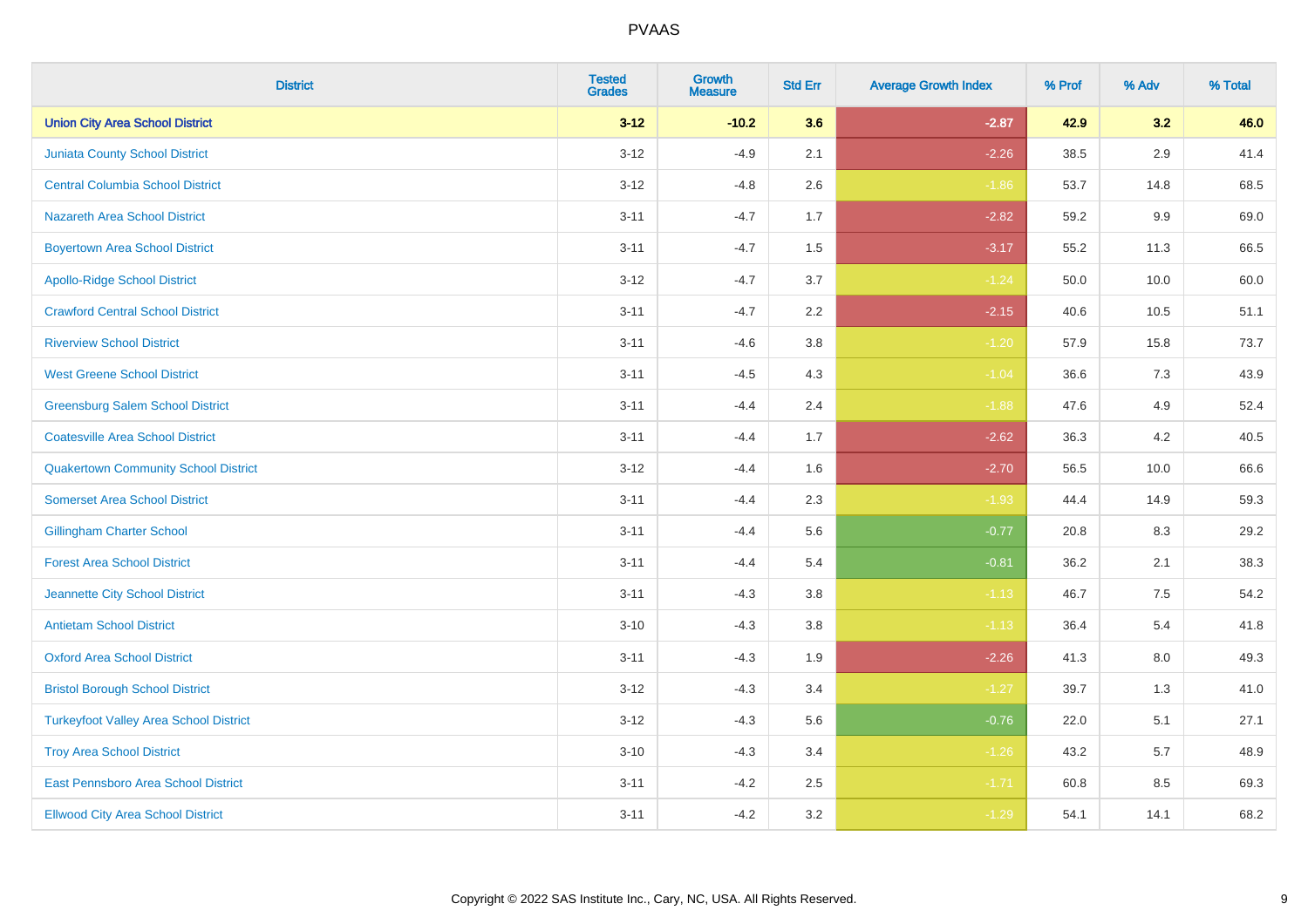| District | Tested Grades | Growth Measure | Std Err | Average Growth Index | % Prof | % Adv | % Total |
|---|---|---|---|---|---|---|---|
| **Union City Area School District** | **3-12** | **-10.2** | **3.6** | **-2.87** | **42.9** | **3.2** | **46.0** |
| Juniata County School District | 3-12 | -4.9 | 2.1 | -2.26 | 38.5 | 2.9 | 41.4 |
| Central Columbia School District | 3-12 | -4.8 | 2.6 | -1.86 | 53.7 | 14.8 | 68.5 |
| Nazareth Area School District | 3-11 | -4.7 | 1.7 | -2.82 | 59.2 | 9.9 | 69.0 |
| Boyertown Area School District | 3-11 | -4.7 | 1.5 | -3.17 | 55.2 | 11.3 | 66.5 |
| Apollo-Ridge School District | 3-12 | -4.7 | 3.7 | -1.24 | 50.0 | 10.0 | 60.0 |
| Crawford Central School District | 3-11 | -4.7 | 2.2 | -2.15 | 40.6 | 10.5 | 51.1 |
| Riverview School District | 3-11 | -4.6 | 3.8 | -1.20 | 57.9 | 15.8 | 73.7 |
| West Greene School District | 3-11 | -4.5 | 4.3 | -1.04 | 36.6 | 7.3 | 43.9 |
| Greensburg Salem School District | 3-11 | -4.4 | 2.4 | -1.88 | 47.6 | 4.9 | 52.4 |
| Coatesville Area School District | 3-11 | -4.4 | 1.7 | -2.62 | 36.3 | 4.2 | 40.5 |
| Quakertown Community School District | 3-12 | -4.4 | 1.6 | -2.70 | 56.5 | 10.0 | 66.6 |
| Somerset Area School District | 3-11 | -4.4 | 2.3 | -1.93 | 44.4 | 14.9 | 59.3 |
| Gillingham Charter School | 3-11 | -4.4 | 5.6 | -0.77 | 20.8 | 8.3 | 29.2 |
| Forest Area School District | 3-11 | -4.4 | 5.4 | -0.81 | 36.2 | 2.1 | 38.3 |
| Jeannette City School District | 3-11 | -4.3 | 3.8 | -1.13 | 46.7 | 7.5 | 54.2 |
| Antietam School District | 3-10 | -4.3 | 3.8 | -1.13 | 36.4 | 5.4 | 41.8 |
| Oxford Area School District | 3-11 | -4.3 | 1.9 | -2.26 | 41.3 | 8.0 | 49.3 |
| Bristol Borough School District | 3-12 | -4.3 | 3.4 | -1.27 | 39.7 | 1.3 | 41.0 |
| Turkeyfoot Valley Area School District | 3-12 | -4.3 | 5.6 | -0.76 | 22.0 | 5.1 | 27.1 |
| Troy Area School District | 3-10 | -4.3 | 3.4 | -1.26 | 43.2 | 5.7 | 48.9 |
| East Pennsboro Area School District | 3-11 | -4.2 | 2.5 | -1.71 | 60.8 | 8.5 | 69.3 |
| Ellwood City Area School District | 3-11 | -4.2 | 3.2 | -1.29 | 54.1 | 14.1 | 68.2 |

Copyright © 2022 SAS Institute Inc., Cary, NC, USA. All Rights Reserved.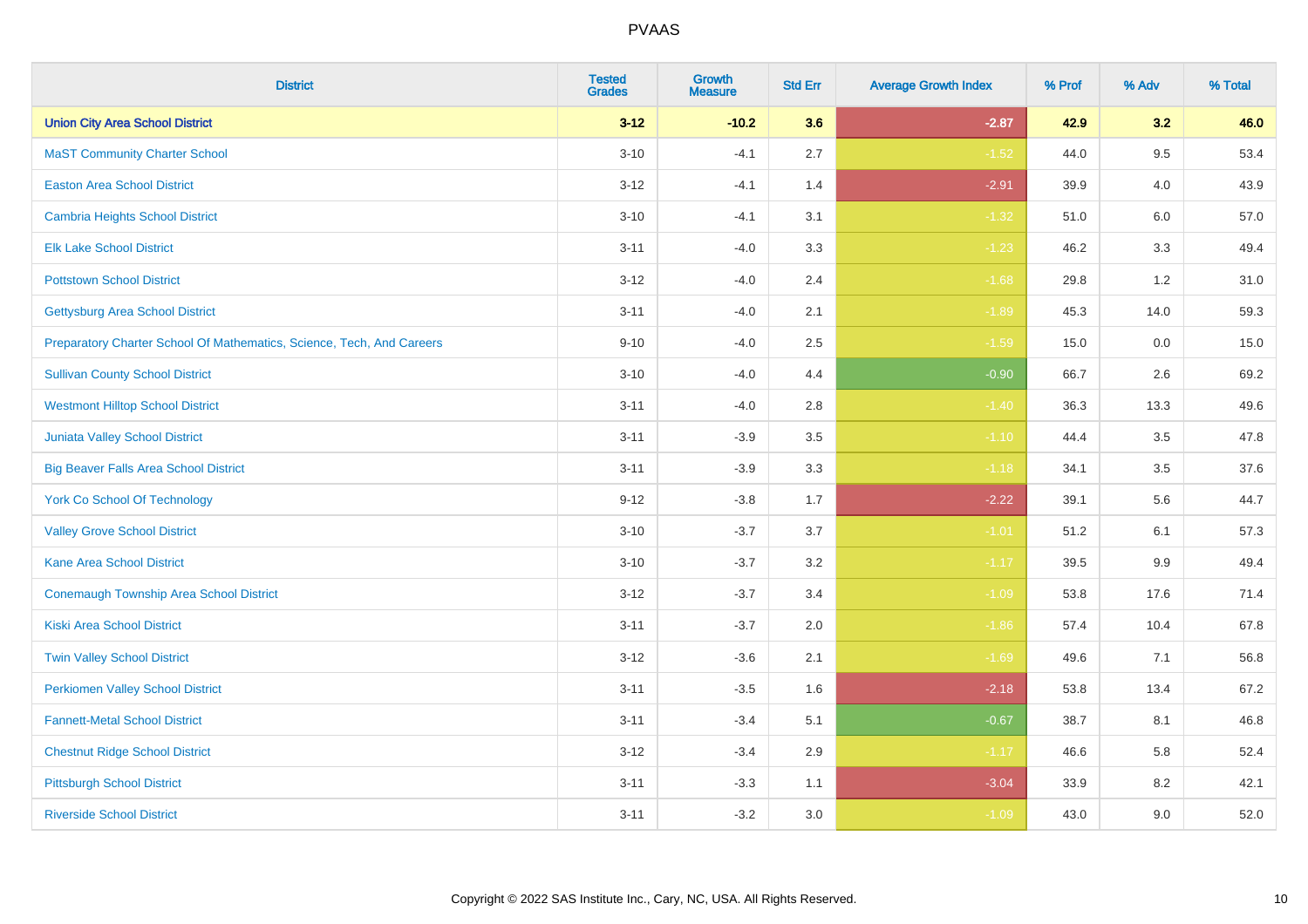| District | Tested Grades | Growth Measure | Std Err | Average Growth Index | % Prof | % Adv | % Total |
|---|---|---|---|---|---|---|---|
| **Union City Area School District** | **3-12** | **-10.2** | **3.6** | **-2.87** | **42.9** | **3.2** | **46.0** |
| MaST Community Charter School | 3-10 | -4.1 | 2.7 | -1.52 | 44.0 | 9.5 | 53.4 |
| Easton Area School District | 3-12 | -4.1 | 1.4 | -2.91 | 39.9 | 4.0 | 43.9 |
| Cambria Heights School District | 3-10 | -4.1 | 3.1 | -1.32 | 51.0 | 6.0 | 57.0 |
| Elk Lake School District | 3-11 | -4.0 | 3.3 | -1.23 | 46.2 | 3.3 | 49.4 |
| Pottstown School District | 3-12 | -4.0 | 2.4 | -1.68 | 29.8 | 1.2 | 31.0 |
| Gettysburg Area School District | 3-11 | -4.0 | 2.1 | -1.89 | 45.3 | 14.0 | 59.3 |
| Preparatory Charter School Of Mathematics, Science, Tech, And Careers | 9-10 | -4.0 | 2.5 | -1.59 | 15.0 | 0.0 | 15.0 |
| Sullivan County School District | 3-10 | -4.0 | 4.4 | -0.90 | 66.7 | 2.6 | 69.2 |
| Westmont Hilltop School District | 3-11 | -4.0 | 2.8 | -1.40 | 36.3 | 13.3 | 49.6 |
| Juniata Valley School District | 3-11 | -3.9 | 3.5 | -1.10 | 44.4 | 3.5 | 47.8 |
| Big Beaver Falls Area School District | 3-11 | -3.9 | 3.3 | -1.18 | 34.1 | 3.5 | 37.6 |
| York Co School Of Technology | 9-12 | -3.8 | 1.7 | -2.22 | 39.1 | 5.6 | 44.7 |
| Valley Grove School District | 3-10 | -3.7 | 3.7 | -1.01 | 51.2 | 6.1 | 57.3 |
| Kane Area School District | 3-10 | -3.7 | 3.2 | -1.17 | 39.5 | 9.9 | 49.4 |
| Conemaugh Township Area School District | 3-12 | -3.7 | 3.4 | -1.09 | 53.8 | 17.6 | 71.4 |
| Kiski Area School District | 3-11 | -3.7 | 2.0 | -1.86 | 57.4 | 10.4 | 67.8 |
| Twin Valley School District | 3-12 | -3.6 | 2.1 | -1.69 | 49.6 | 7.1 | 56.8 |
| Perkiomen Valley School District | 3-11 | -3.5 | 1.6 | -2.18 | 53.8 | 13.4 | 67.2 |
| Fannett-Metal School District | 3-11 | -3.4 | 5.1 | -0.67 | 38.7 | 8.1 | 46.8 |
| Chestnut Ridge School District | 3-12 | -3.4 | 2.9 | -1.17 | 46.6 | 5.8 | 52.4 |
| Pittsburgh School District | 3-11 | -3.3 | 1.1 | -3.04 | 33.9 | 8.2 | 42.1 |
| Riverside School District | 3-11 | -3.2 | 3.0 | -1.09 | 43.0 | 9.0 | 52.0 |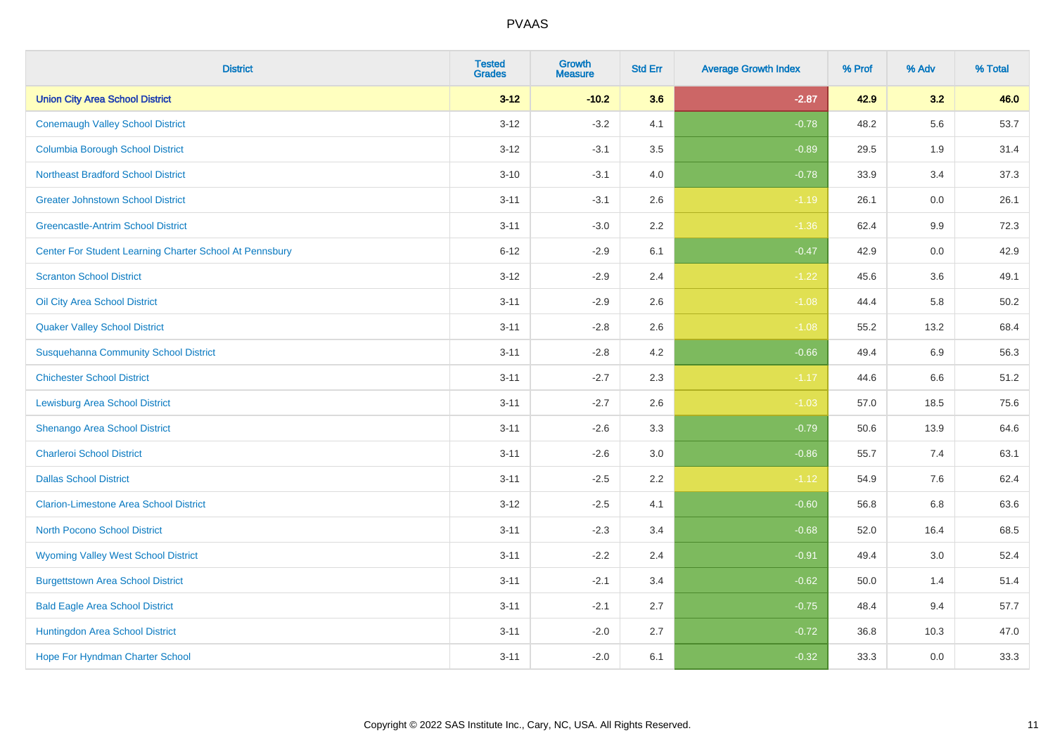| District | Tested Grades | Growth Measure | Std Err | Average Growth Index | % Prof | % Adv | % Total |
|---|---|---|---|---|---|---|---|
| **Union City Area School District** | **3-12** | **-10.2** | **3.6** | **-2.87** | **42.9** | **3.2** | **46.0** |
| Conemaugh Valley School District | 3-12 | -3.2 | 4.1 | -0.78 | 48.2 | 5.6 | 53.7 |
| Columbia Borough School District | 3-12 | -3.1 | 3.5 | -0.89 | 29.5 | 1.9 | 31.4 |
| Northeast Bradford School District | 3-10 | -3.1 | 4.0 | -0.78 | 33.9 | 3.4 | 37.3 |
| Greater Johnstown School District | 3-11 | -3.1 | 2.6 | -1.19 | 26.1 | 0.0 | 26.1 |
| Greencastle-Antrim School District | 3-11 | -3.0 | 2.2 | -1.36 | 62.4 | 9.9 | 72.3 |
| Center For Student Learning Charter School At Pennsbury | 6-12 | -2.9 | 6.1 | -0.47 | 42.9 | 0.0 | 42.9 |
| Scranton School District | 3-12 | -2.9 | 2.4 | -1.22 | 45.6 | 3.6 | 49.1 |
| Oil City Area School District | 3-11 | -2.9 | 2.6 | -1.08 | 44.4 | 5.8 | 50.2 |
| Quaker Valley School District | 3-11 | -2.8 | 2.6 | -1.08 | 55.2 | 13.2 | 68.4 |
| Susquehanna Community School District | 3-11 | -2.8 | 4.2 | -0.66 | 49.4 | 6.9 | 56.3 |
| Chichester School District | 3-11 | -2.7 | 2.3 | -1.17 | 44.6 | 6.6 | 51.2 |
| Lewisburg Area School District | 3-11 | -2.7 | 2.6 | -1.03 | 57.0 | 18.5 | 75.6 |
| Shenango Area School District | 3-11 | -2.6 | 3.3 | -0.79 | 50.6 | 13.9 | 64.6 |
| Charleroi School District | 3-11 | -2.6 | 3.0 | -0.86 | 55.7 | 7.4 | 63.1 |
| Dallas School District | 3-11 | -2.5 | 2.2 | -1.12 | 54.9 | 7.6 | 62.4 |
| Clarion-Limestone Area School District | 3-12 | -2.5 | 4.1 | -0.60 | 56.8 | 6.8 | 63.6 |
| North Pocono School District | 3-11 | -2.3 | 3.4 | -0.68 | 52.0 | 16.4 | 68.5 |
| Wyoming Valley West School District | 3-11 | -2.2 | 2.4 | -0.91 | 49.4 | 3.0 | 52.4 |
| Burgettstown Area School District | 3-11 | -2.1 | 3.4 | -0.62 | 50.0 | 1.4 | 51.4 |
| Bald Eagle Area School District | 3-11 | -2.1 | 2.7 | -0.75 | 48.4 | 9.4 | 57.7 |
| Huntingdon Area School District | 3-11 | -2.0 | 2.7 | -0.72 | 36.8 | 10.3 | 47.0 |
| Hope For Hyndman Charter School | 3-11 | -2.0 | 6.1 | -0.32 | 33.3 | 0.0 | 33.3 |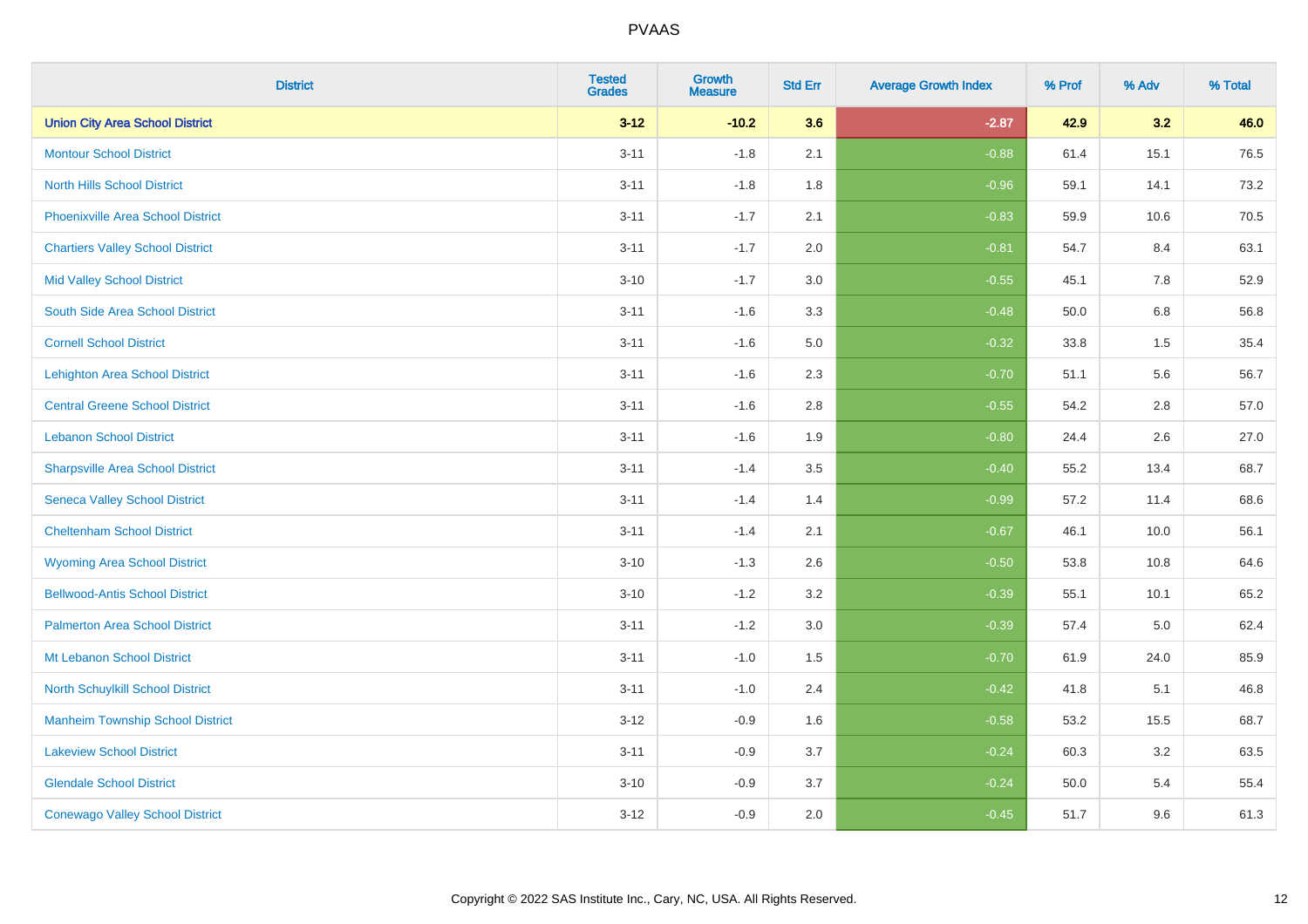# PVAAS

| District | Tested Grades | Growth Measure | Std Err | Average Growth Index | % Prof | % Adv | % Total |
|---|---|---|---|---|---|---|---|
| **Union City Area School District** | **3-12** | **-10.2** | **3.6** | **-2.87** | **42.9** | **3.2** | **46.0** |
| Montour School District | 3-11 | -1.8 | 2.1 | -0.88 | 61.4 | 15.1 | 76.5 |
| North Hills School District | 3-11 | -1.8 | 1.8 | -0.96 | 59.1 | 14.1 | 73.2 |
| Phoenixville Area School District | 3-11 | -1.7 | 2.1 | -0.83 | 59.9 | 10.6 | 70.5 |
| Chartiers Valley School District | 3-11 | -1.7 | 2.0 | -0.81 | 54.7 | 8.4 | 63.1 |
| Mid Valley School District | 3-10 | -1.7 | 3.0 | -0.55 | 45.1 | 7.8 | 52.9 |
| South Side Area School District | 3-11 | -1.6 | 3.3 | -0.48 | 50.0 | 6.8 | 56.8 |
| Cornell School District | 3-11 | -1.6 | 5.0 | -0.32 | 33.8 | 1.5 | 35.4 |
| Lehighton Area School District | 3-11 | -1.6 | 2.3 | -0.70 | 51.1 | 5.6 | 56.7 |
| Central Greene School District | 3-11 | -1.6 | 2.8 | -0.55 | 54.2 | 2.8 | 57.0 |
| Lebanon School District | 3-11 | -1.6 | 1.9 | -0.80 | 24.4 | 2.6 | 27.0 |
| Sharpsville Area School District | 3-11 | -1.4 | 3.5 | -0.40 | 55.2 | 13.4 | 68.7 |
| Seneca Valley School District | 3-11 | -1.4 | 1.4 | -0.99 | 57.2 | 11.4 | 68.6 |
| Cheltenham School District | 3-11 | -1.4 | 2.1 | -0.67 | 46.1 | 10.0 | 56.1 |
| Wyoming Area School District | 3-10 | -1.3 | 2.6 | -0.50 | 53.8 | 10.8 | 64.6 |
| Bellwood-Antis School District | 3-10 | -1.2 | 3.2 | -0.39 | 55.1 | 10.1 | 65.2 |
| Palmerton Area School District | 3-11 | -1.2 | 3.0 | -0.39 | 57.4 | 5.0 | 62.4 |
| Mt Lebanon School District | 3-11 | -1.0 | 1.5 | -0.70 | 61.9 | 24.0 | 85.9 |
| North Schuylkill School District | 3-11 | -1.0 | 2.4 | -0.42 | 41.8 | 5.1 | 46.8 |
| Manheim Township School District | 3-12 | -0.9 | 1.6 | -0.58 | 53.2 | 15.5 | 68.7 |
| Lakeview School District | 3-11 | -0.9 | 3.7 | -0.24 | 60.3 | 3.2 | 63.5 |
| Glendale School District | 3-10 | -0.9 | 3.7 | -0.24 | 50.0 | 5.4 | 55.4 |
| Conewago Valley School District | 3-12 | -0.9 | 2.0 | -0.45 | 51.7 | 9.6 | 61.3 |

Copyright © 2022 SAS Institute Inc., Cary, NC, USA. All Rights Reserved.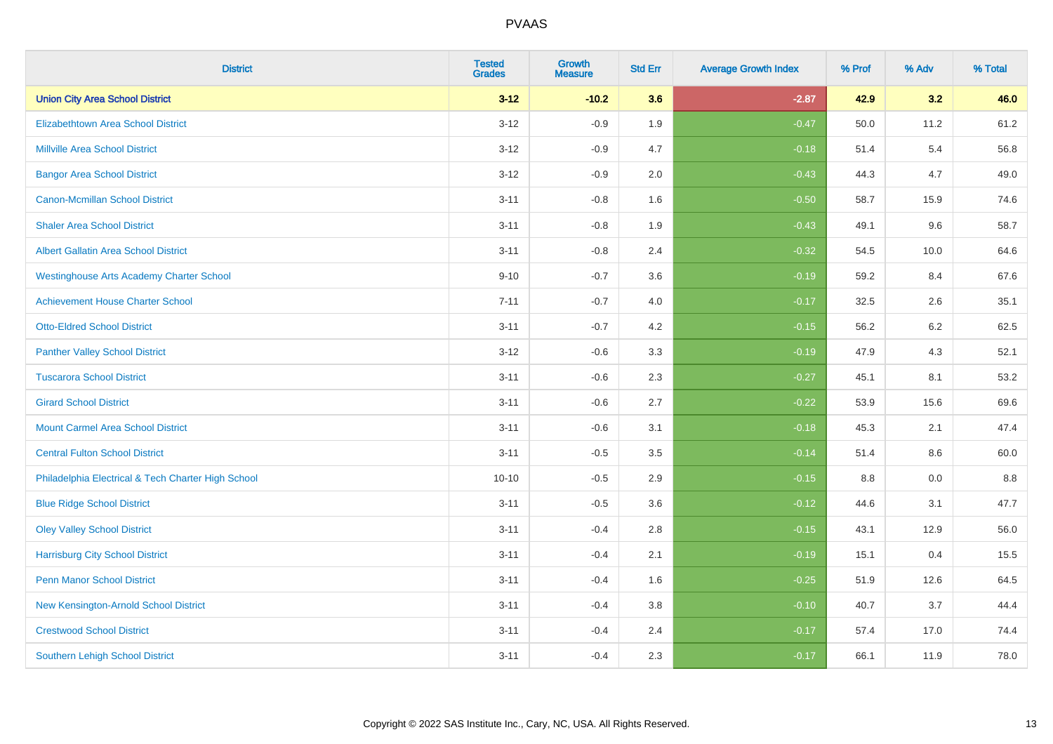# PVAAS

| District | Tested Grades | Growth Measure | Std Err | Average Growth Index | % Prof | % Adv | % Total |
|---|---|---|---|---|---|---|---|
| **Union City Area School District** | **3-12** | **-10.2** | **3.6** | **-2.87** | **42.9** | **3.2** | **46.0** |
| Elizabethtown Area School District | 3-12 | -0.9 | 1.9 | -0.47 | 50.0 | 11.2 | 61.2 |
| Millville Area School District | 3-12 | -0.9 | 4.7 | -0.18 | 51.4 | 5.4 | 56.8 |
| Bangor Area School District | 3-12 | -0.9 | 2.0 | -0.43 | 44.3 | 4.7 | 49.0 |
| Canon-Mcmillan School District | 3-11 | -0.8 | 1.6 | -0.50 | 58.7 | 15.9 | 74.6 |
| Shaler Area School District | 3-11 | -0.8 | 1.9 | -0.43 | 49.1 | 9.6 | 58.7 |
| Albert Gallatin Area School District | 3-11 | -0.8 | 2.4 | -0.32 | 54.5 | 10.0 | 64.6 |
| Westinghouse Arts Academy Charter School | 9-10 | -0.7 | 3.6 | -0.19 | 59.2 | 8.4 | 67.6 |
| Achievement House Charter School | 7-11 | -0.7 | 4.0 | -0.17 | 32.5 | 2.6 | 35.1 |
| Otto-Eldred School District | 3-11 | -0.7 | 4.2 | -0.15 | 56.2 | 6.2 | 62.5 |
| Panther Valley School District | 3-12 | -0.6 | 3.3 | -0.19 | 47.9 | 4.3 | 52.1 |
| Tuscarora School District | 3-11 | -0.6 | 2.3 | -0.27 | 45.1 | 8.1 | 53.2 |
| Girard School District | 3-11 | -0.6 | 2.7 | -0.22 | 53.9 | 15.6 | 69.6 |
| Mount Carmel Area School District | 3-11 | -0.6 | 3.1 | -0.18 | 45.3 | 2.1 | 47.4 |
| Central Fulton School District | 3-11 | -0.5 | 3.5 | -0.14 | 51.4 | 8.6 | 60.0 |
| Philadelphia Electrical & Tech Charter High School | 10-10 | -0.5 | 2.9 | -0.15 | 8.8 | 0.0 | 8.8 |
| Blue Ridge School District | 3-11 | -0.5 | 3.6 | -0.12 | 44.6 | 3.1 | 47.7 |
| Oley Valley School District | 3-11 | -0.4 | 2.8 | -0.15 | 43.1 | 12.9 | 56.0 |
| Harrisburg City School District | 3-11 | -0.4 | 2.1 | -0.19 | 15.1 | 0.4 | 15.5 |
| Penn Manor School District | 3-11 | -0.4 | 1.6 | -0.25 | 51.9 | 12.6 | 64.5 |
| New Kensington-Arnold School District | 3-11 | -0.4 | 3.8 | -0.10 | 40.7 | 3.7 | 44.4 |
| Crestwood School District | 3-11 | -0.4 | 2.4 | -0.17 | 57.4 | 17.0 | 74.4 |
| Southern Lehigh School District | 3-11 | -0.4 | 2.3 | -0.17 | 66.1 | 11.9 | 78.0 |

Copyright © 2022 SAS Institute Inc., Cary, NC, USA. All Rights Reserved.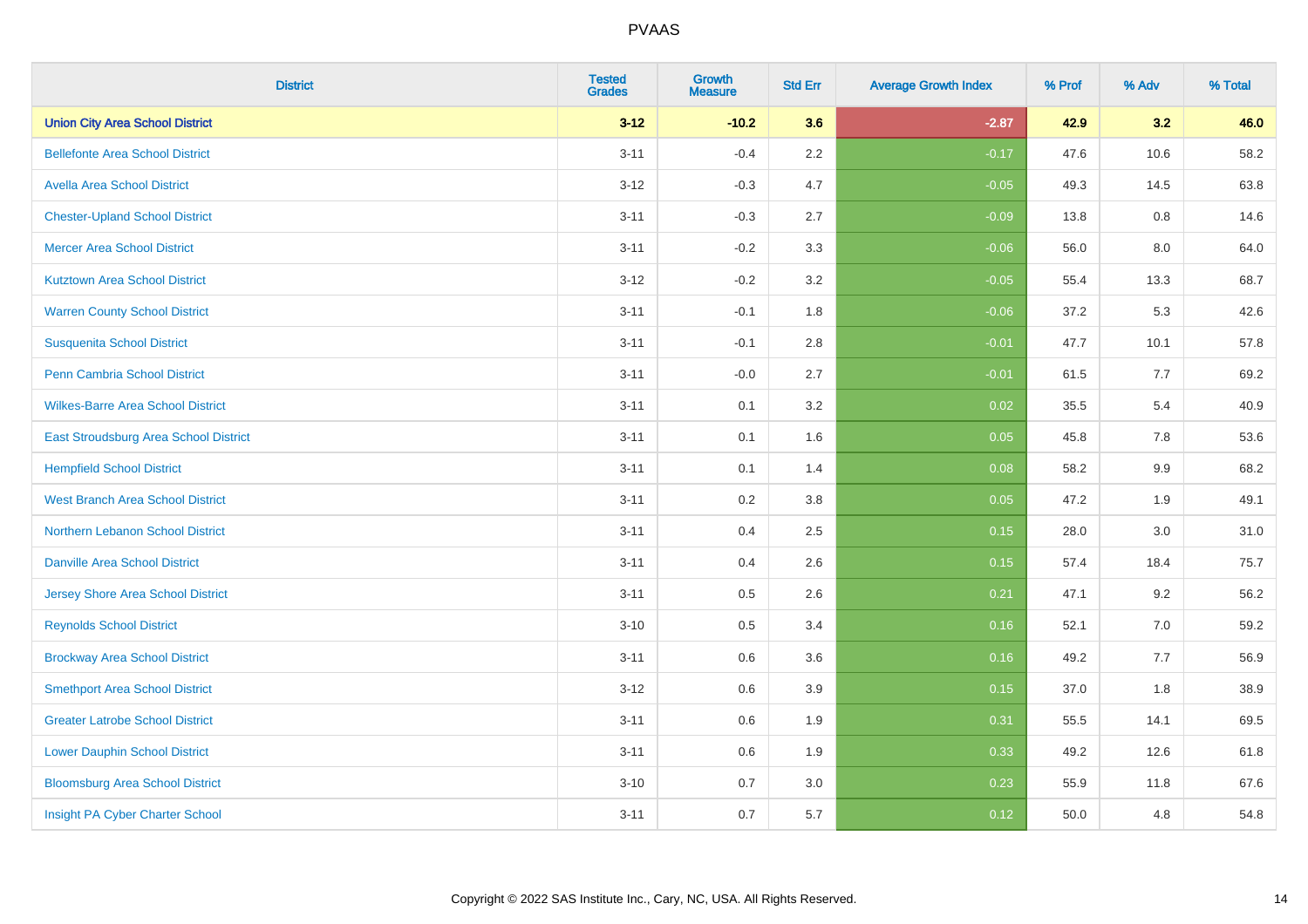# PVAAS

| District | Tested Grades | Growth Measure | Std Err | Average Growth Index | % Prof | % Adv | % Total |
|---|---|---|---|---|---|---|---|
| **Union City Area School District** | **3-12** | **-10.2** | **3.6** | **-2.87** | **42.9** | **3.2** | **46.0** |
| Bellefonte Area School District | 3-11 | -0.4 | 2.2 | -0.17 | 47.6 | 10.6 | 58.2 |
| Avella Area School District | 3-12 | -0.3 | 4.7 | -0.05 | 49.3 | 14.5 | 63.8 |
| Chester-Upland School District | 3-11 | -0.3 | 2.7 | -0.09 | 13.8 | 0.8 | 14.6 |
| Mercer Area School District | 3-11 | -0.2 | 3.3 | -0.06 | 56.0 | 8.0 | 64.0 |
| Kutztown Area School District | 3-12 | -0.2 | 3.2 | -0.05 | 55.4 | 13.3 | 68.7 |
| Warren County School District | 3-11 | -0.1 | 1.8 | -0.06 | 37.2 | 5.3 | 42.6 |
| Susquenita School District | 3-11 | -0.1 | 2.8 | -0.01 | 47.7 | 10.1 | 57.8 |
| Penn Cambria School District | 3-11 | -0.0 | 2.7 | -0.01 | 61.5 | 7.7 | 69.2 |
| Wilkes-Barre Area School District | 3-11 | 0.1 | 3.2 | 0.02 | 35.5 | 5.4 | 40.9 |
| East Stroudsburg Area School District | 3-11 | 0.1 | 1.6 | 0.05 | 45.8 | 7.8 | 53.6 |
| Hempfield School District | 3-11 | 0.1 | 1.4 | 0.08 | 58.2 | 9.9 | 68.2 |
| West Branch Area School District | 3-11 | 0.2 | 3.8 | 0.05 | 47.2 | 1.9 | 49.1 |
| Northern Lebanon School District | 3-11 | 0.4 | 2.5 | 0.15 | 28.0 | 3.0 | 31.0 |
| Danville Area School District | 3-11 | 0.4 | 2.6 | 0.15 | 57.4 | 18.4 | 75.7 |
| Jersey Shore Area School District | 3-11 | 0.5 | 2.6 | 0.21 | 47.1 | 9.2 | 56.2 |
| Reynolds School District | 3-10 | 0.5 | 3.4 | 0.16 | 52.1 | 7.0 | 59.2 |
| Brockway Area School District | 3-11 | 0.6 | 3.6 | 0.16 | 49.2 | 7.7 | 56.9 |
| Smethport Area School District | 3-12 | 0.6 | 3.9 | 0.15 | 37.0 | 1.8 | 38.9 |
| Greater Latrobe School District | 3-11 | 0.6 | 1.9 | 0.31 | 55.5 | 14.1 | 69.5 |
| Lower Dauphin School District | 3-11 | 0.6 | 1.9 | 0.33 | 49.2 | 12.6 | 61.8 |
| Bloomsburg Area School District | 3-10 | 0.7 | 3.0 | 0.23 | 55.9 | 11.8 | 67.6 |
| Insight PA Cyber Charter School | 3-11 | 0.7 | 5.7 | 0.12 | 50.0 | 4.8 | 54.8 |

Copyright © 2022 SAS Institute Inc., Cary, NC, USA. All Rights Reserved.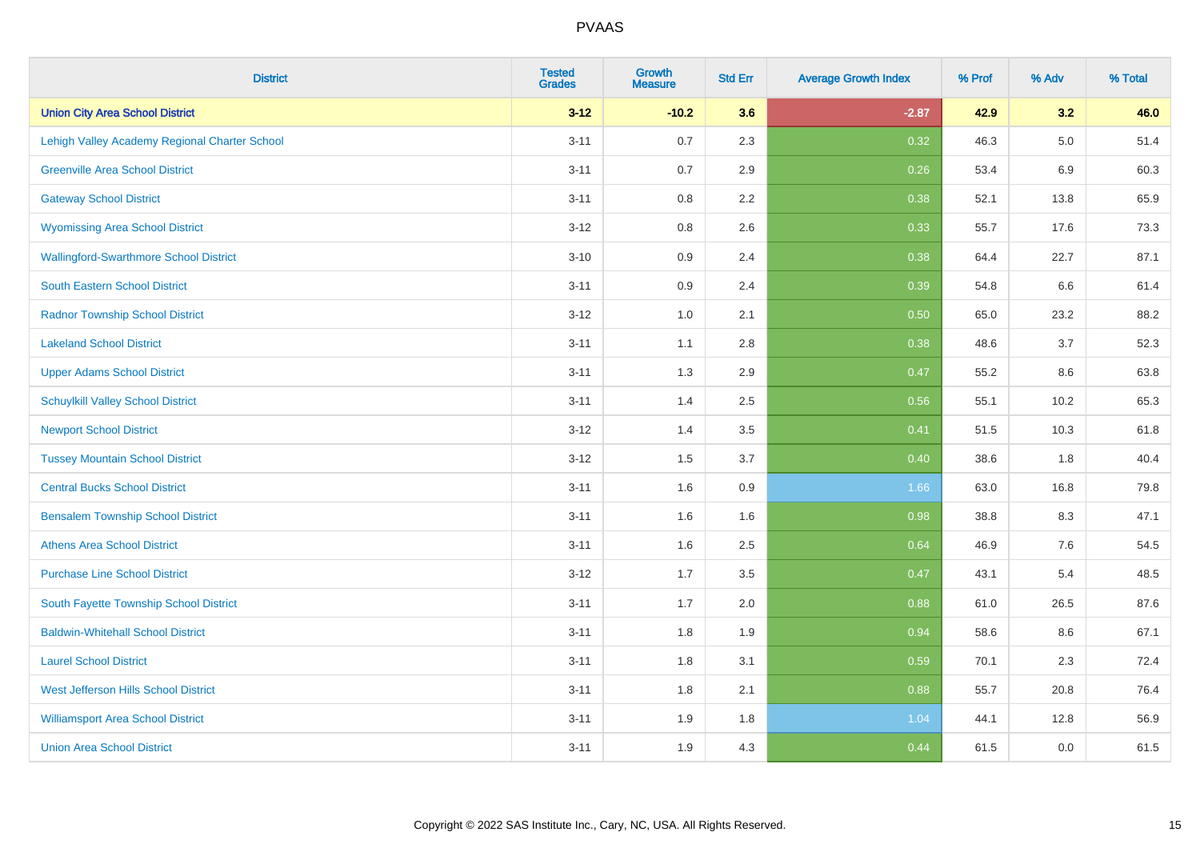# PVAAS

| District | Tested Grades | Growth Measure | Std Err | Average Growth Index | % Prof | % Adv | % Total |
|---|---|---|---|---|---|---|---|
| **Union City Area School District** | **3-12** | **-10.2** | **3.6** | **-2.87** | **42.9** | **3.2** | **46.0** |
| Lehigh Valley Academy Regional Charter School | 3-11 | 0.7 | 2.3 | 0.32 | 46.3 | 5.0 | 51.4 |
| Greenville Area School District | 3-11 | 0.7 | 2.9 | 0.26 | 53.4 | 6.9 | 60.3 |
| Gateway School District | 3-11 | 0.8 | 2.2 | 0.38 | 52.1 | 13.8 | 65.9 |
| Wyomissing Area School District | 3-12 | 0.8 | 2.6 | 0.33 | 55.7 | 17.6 | 73.3 |
| Wallingford-Swarthmore School District | 3-10 | 0.9 | 2.4 | 0.38 | 64.4 | 22.7 | 87.1 |
| South Eastern School District | 3-11 | 0.9 | 2.4 | 0.39 | 54.8 | 6.6 | 61.4 |
| Radnor Township School District | 3-12 | 1.0 | 2.1 | 0.50 | 65.0 | 23.2 | 88.2 |
| Lakeland School District | 3-11 | 1.1 | 2.8 | 0.38 | 48.6 | 3.7 | 52.3 |
| Upper Adams School District | 3-11 | 1.3 | 2.9 | 0.47 | 55.2 | 8.6 | 63.8 |
| Schuylkill Valley School District | 3-11 | 1.4 | 2.5 | 0.56 | 55.1 | 10.2 | 65.3 |
| Newport School District | 3-12 | 1.4 | 3.5 | 0.41 | 51.5 | 10.3 | 61.8 |
| Tussey Mountain School District | 3-12 | 1.5 | 3.7 | 0.40 | 38.6 | 1.8 | 40.4 |
| Central Bucks School District | 3-11 | 1.6 | 0.9 | 1.66 | 63.0 | 16.8 | 79.8 |
| Bensalem Township School District | 3-11 | 1.6 | 1.6 | 0.98 | 38.8 | 8.3 | 47.1 |
| Athens Area School District | 3-11 | 1.6 | 2.5 | 0.64 | 46.9 | 7.6 | 54.5 |
| Purchase Line School District | 3-12 | 1.7 | 3.5 | 0.47 | 43.1 | 5.4 | 48.5 |
| South Fayette Township School District | 3-11 | 1.7 | 2.0 | 0.88 | 61.0 | 26.5 | 87.6 |
| Baldwin-Whitehall School District | 3-11 | 1.8 | 1.9 | 0.94 | 58.6 | 8.6 | 67.1 |
| Laurel School District | 3-11 | 1.8 | 3.1 | 0.59 | 70.1 | 2.3 | 72.4 |
| West Jefferson Hills School District | 3-11 | 1.8 | 2.1 | 0.88 | 55.7 | 20.8 | 76.4 |
| Williamsport Area School District | 3-11 | 1.9 | 1.8 | 1.04 | 44.1 | 12.8 | 56.9 |
| Union Area School District | 3-11 | 1.9 | 4.3 | 0.44 | 61.5 | 0.0 | 61.5 |

Copyright © 2022 SAS Institute Inc., Cary, NC, USA. All Rights Reserved.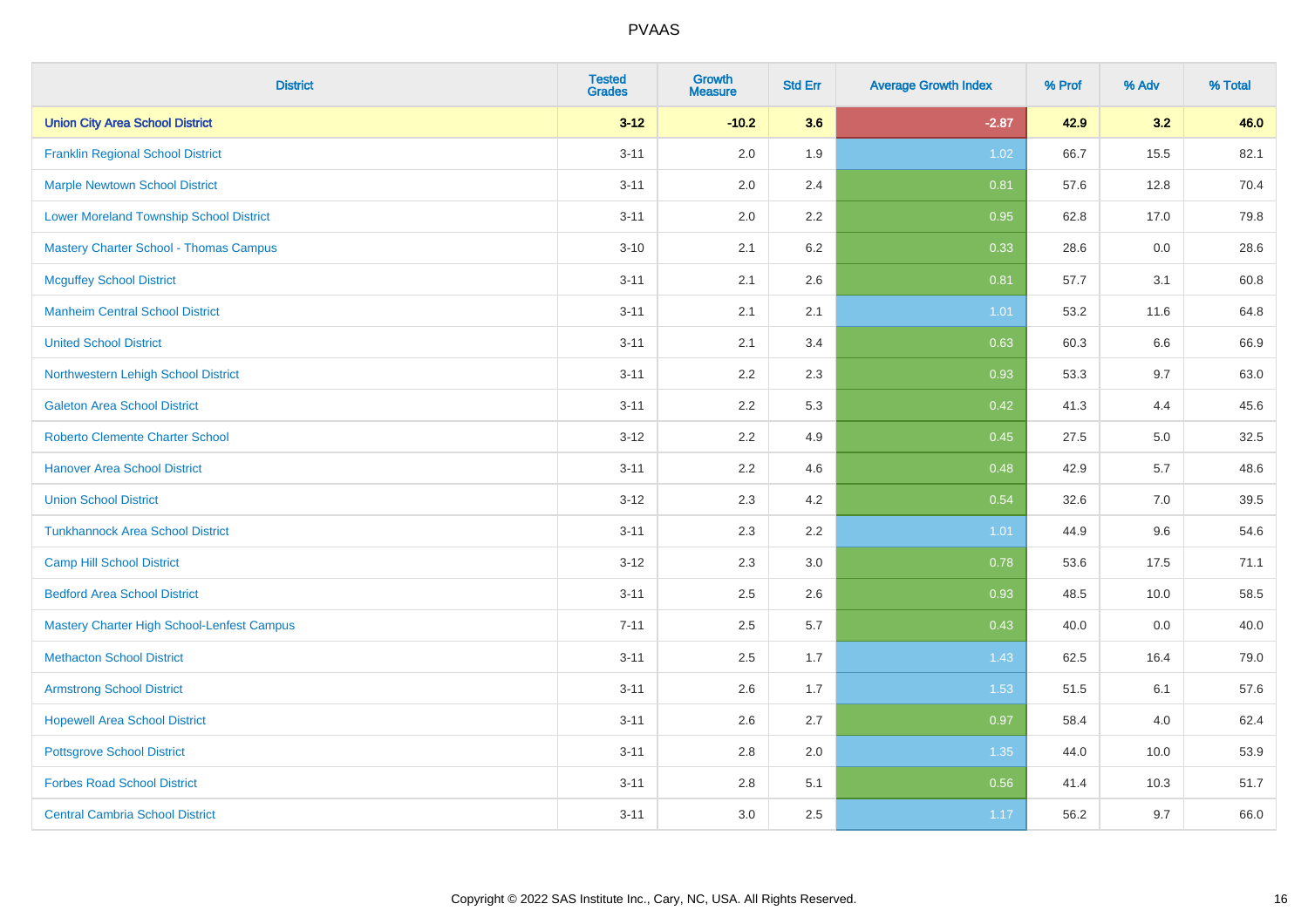# PVAAS

| District | Tested Grades | Growth Measure | Std Err | Average Growth Index | % Prof | % Adv | % Total |
|---|---|---|---|---|---|---|---|
| **Union City Area School District** | **3-12** | **-10.2** | **3.6** | **-2.87** | **42.9** | **3.2** | **46.0** |
| Franklin Regional School District | 3-11 | 2.0 | 1.9 | 1.02 | 66.7 | 15.5 | 82.1 |
| Marple Newtown School District | 3-11 | 2.0 | 2.4 | 0.81 | 57.6 | 12.8 | 70.4 |
| Lower Moreland Township School District | 3-11 | 2.0 | 2.2 | 0.95 | 62.8 | 17.0 | 79.8 |
| Mastery Charter School - Thomas Campus | 3-10 | 2.1 | 6.2 | 0.33 | 28.6 | 0.0 | 28.6 |
| Mcguffey School District | 3-11 | 2.1 | 2.6 | 0.81 | 57.7 | 3.1 | 60.8 |
| Manheim Central School District | 3-11 | 2.1 | 2.1 | 1.01 | 53.2 | 11.6 | 64.8 |
| United School District | 3-11 | 2.1 | 3.4 | 0.63 | 60.3 | 6.6 | 66.9 |
| Northwestern Lehigh School District | 3-11 | 2.2 | 2.3 | 0.93 | 53.3 | 9.7 | 63.0 |
| Galeton Area School District | 3-11 | 2.2 | 5.3 | 0.42 | 41.3 | 4.4 | 45.6 |
| Roberto Clemente Charter School | 3-12 | 2.2 | 4.9 | 0.45 | 27.5 | 5.0 | 32.5 |
| Hanover Area School District | 3-11 | 2.2 | 4.6 | 0.48 | 42.9 | 5.7 | 48.6 |
| Union School District | 3-12 | 2.3 | 4.2 | 0.54 | 32.6 | 7.0 | 39.5 |
| Tunkhannock Area School District | 3-11 | 2.3 | 2.2 | 1.01 | 44.9 | 9.6 | 54.6 |
| Camp Hill School District | 3-12 | 2.3 | 3.0 | 0.78 | 53.6 | 17.5 | 71.1 |
| Bedford Area School District | 3-11 | 2.5 | 2.6 | 0.93 | 48.5 | 10.0 | 58.5 |
| Mastery Charter High School-Lenfest Campus | 7-11 | 2.5 | 5.7 | 0.43 | 40.0 | 0.0 | 40.0 |
| Methacton School District | 3-11 | 2.5 | 1.7 | 1.43 | 62.5 | 16.4 | 79.0 |
| Armstrong School District | 3-11 | 2.6 | 1.7 | 1.53 | 51.5 | 6.1 | 57.6 |
| Hopewell Area School District | 3-11 | 2.6 | 2.7 | 0.97 | 58.4 | 4.0 | 62.4 |
| Pottsgrove School District | 3-11 | 2.8 | 2.0 | 1.35 | 44.0 | 10.0 | 53.9 |
| Forbes Road School District | 3-11 | 2.8 | 5.1 | 0.56 | 41.4 | 10.3 | 51.7 |
| Central Cambria School District | 3-11 | 3.0 | 2.5 | 1.17 | 56.2 | 9.7 | 66.0 |

Copyright © 2022 SAS Institute Inc., Cary, NC, USA. All Rights Reserved.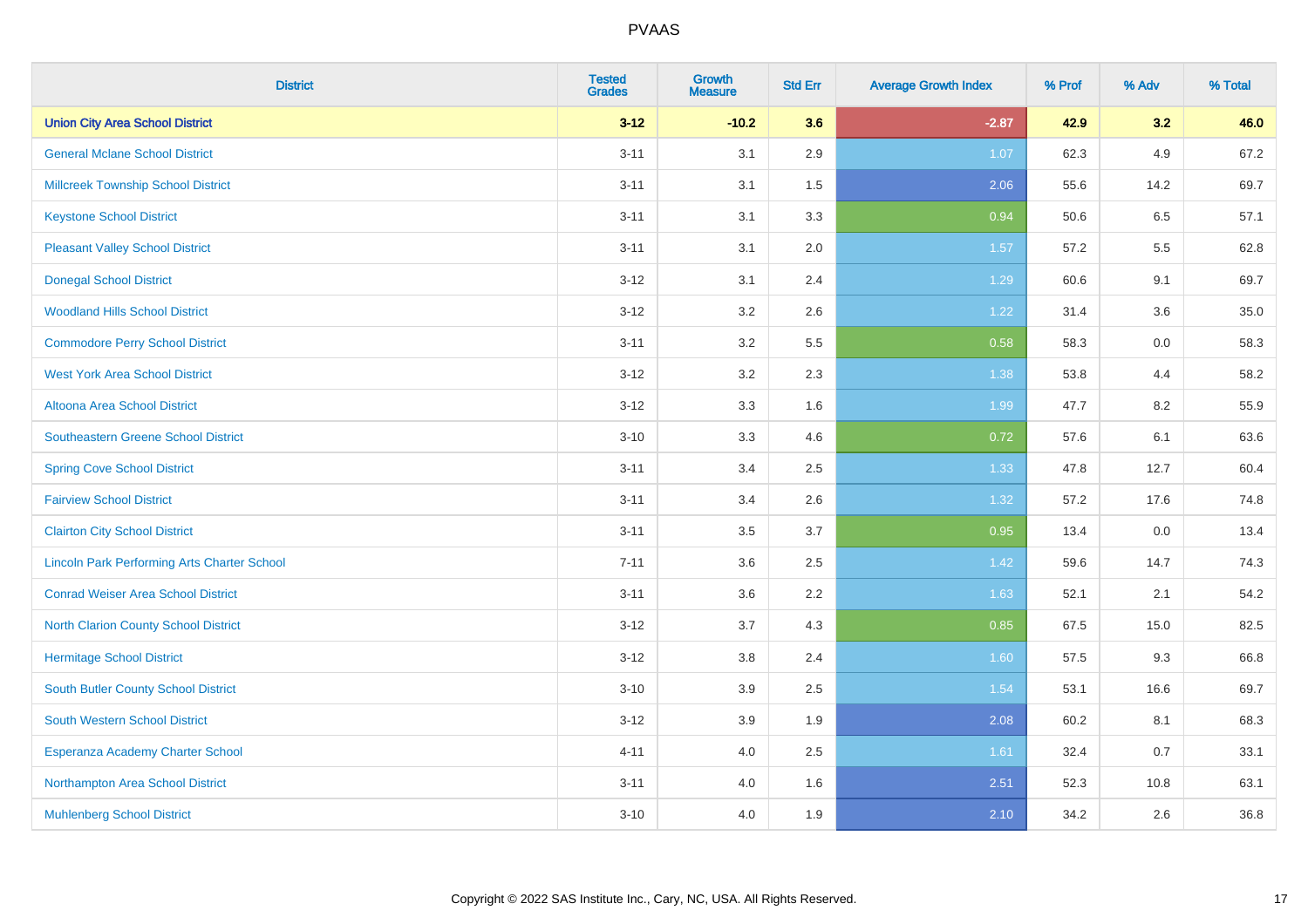| District | Tested Grades | Growth Measure | Std Err | Average Growth Index | % Prof | % Adv | % Total |
|---|---|---|---|---|---|---|---|
| **Union City Area School District** | **3-12** | **-10.2** | **3.6** | **-2.87** | **42.9** | **3.2** | **46.0** |
| General Mclane School District | 3-11 | 3.1 | 2.9 | 1.07 | 62.3 | 4.9 | 67.2 |
| Millcreek Township School District | 3-11 | 3.1 | 1.5 | 2.06 | 55.6 | 14.2 | 69.7 |
| Keystone School District | 3-11 | 3.1 | 3.3 | 0.94 | 50.6 | 6.5 | 57.1 |
| Pleasant Valley School District | 3-11 | 3.1 | 2.0 | 1.57 | 57.2 | 5.5 | 62.8 |
| Donegal School District | 3-12 | 3.1 | 2.4 | 1.29 | 60.6 | 9.1 | 69.7 |
| Woodland Hills School District | 3-12 | 3.2 | 2.6 | 1.22 | 31.4 | 3.6 | 35.0 |
| Commodore Perry School District | 3-11 | 3.2 | 5.5 | 0.58 | 58.3 | 0.0 | 58.3 |
| West York Area School District | 3-12 | 3.2 | 2.3 | 1.38 | 53.8 | 4.4 | 58.2 |
| Altoona Area School District | 3-12 | 3.3 | 1.6 | 1.99 | 47.7 | 8.2 | 55.9 |
| Southeastern Greene School District | 3-10 | 3.3 | 4.6 | 0.72 | 57.6 | 6.1 | 63.6 |
| Spring Cove School District | 3-11 | 3.4 | 2.5 | 1.33 | 47.8 | 12.7 | 60.4 |
| Fairview School District | 3-11 | 3.4 | 2.6 | 1.32 | 57.2 | 17.6 | 74.8 |
| Clairton City School District | 3-11 | 3.5 | 3.7 | 0.95 | 13.4 | 0.0 | 13.4 |
| Lincoln Park Performing Arts Charter School | 7-11 | 3.6 | 2.5 | 1.42 | 59.6 | 14.7 | 74.3 |
| Conrad Weiser Area School District | 3-11 | 3.6 | 2.2 | 1.63 | 52.1 | 2.1 | 54.2 |
| North Clarion County School District | 3-12 | 3.7 | 4.3 | 0.85 | 67.5 | 15.0 | 82.5 |
| Hermitage School District | 3-12 | 3.8 | 2.4 | 1.60 | 57.5 | 9.3 | 66.8 |
| South Butler County School District | 3-10 | 3.9 | 2.5 | 1.54 | 53.1 | 16.6 | 69.7 |
| South Western School District | 3-12 | 3.9 | 1.9 | 2.08 | 60.2 | 8.1 | 68.3 |
| Esperanza Academy Charter School | 4-11 | 4.0 | 2.5 | 1.61 | 32.4 | 0.7 | 33.1 |
| Northampton Area School District | 3-11 | 4.0 | 1.6 | 2.51 | 52.3 | 10.8 | 63.1 |
| Muhlenberg School District | 3-10 | 4.0 | 1.9 | 2.10 | 34.2 | 2.6 | 36.8 |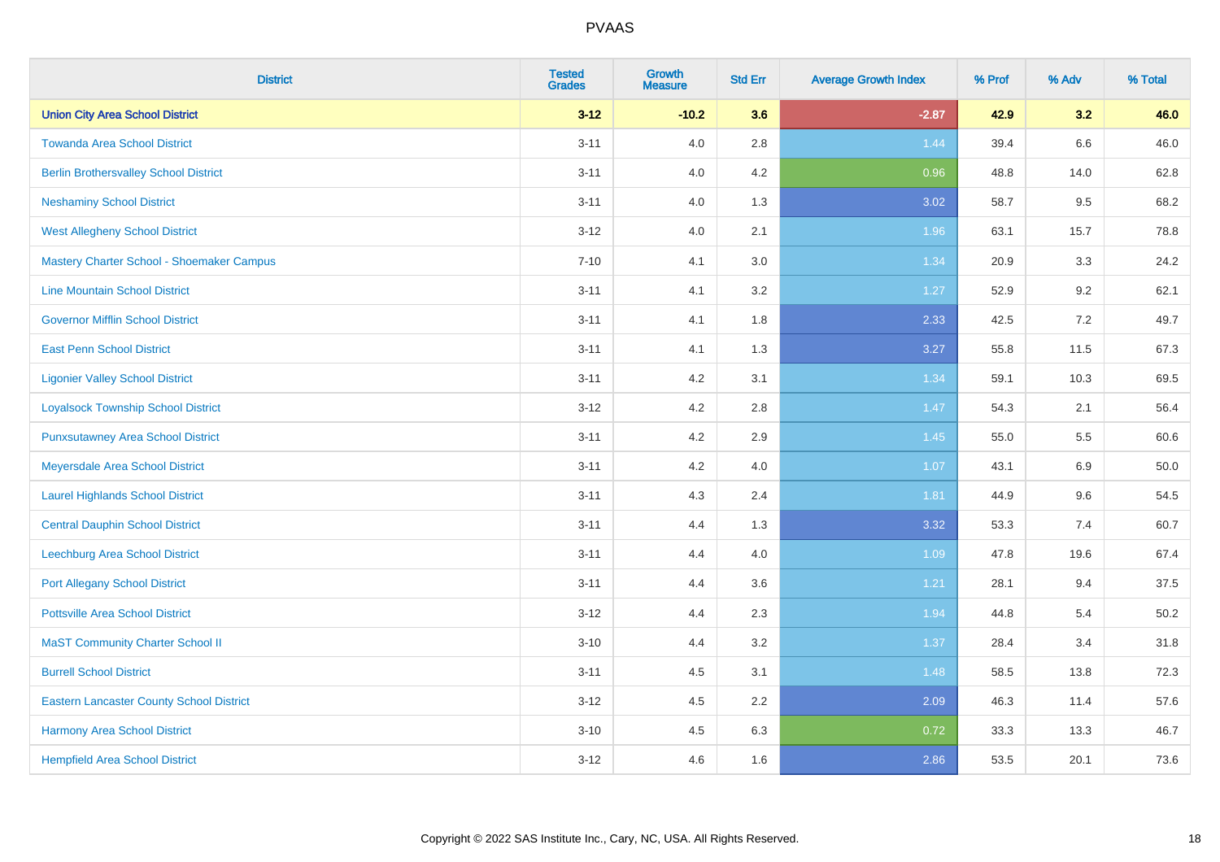| District | Tested Grades | Growth Measure | Std Err | Average Growth Index | % Prof | % Adv | % Total |
|---|---|---|---|---|---|---|---|
| **Union City Area School District** | **3-12** | **-10.2** | **3.6** | **-2.87** | **42.9** | **3.2** | **46.0** |
| Towanda Area School District | 3-11 | 4.0 | 2.8 | 1.44 | 39.4 | 6.6 | 46.0 |
| Berlin Brothersvalley School District | 3-11 | 4.0 | 4.2 | 0.96 | 48.8 | 14.0 | 62.8 |
| Neshaminy School District | 3-11 | 4.0 | 1.3 | 3.02 | 58.7 | 9.5 | 68.2 |
| West Allegheny School District | 3-12 | 4.0 | 2.1 | 1.96 | 63.1 | 15.7 | 78.8 |
| Mastery Charter School - Shoemaker Campus | 7-10 | 4.1 | 3.0 | 1.34 | 20.9 | 3.3 | 24.2 |
| Line Mountain School District | 3-11 | 4.1 | 3.2 | 1.27 | 52.9 | 9.2 | 62.1 |
| Governor Mifflin School District | 3-11 | 4.1 | 1.8 | 2.33 | 42.5 | 7.2 | 49.7 |
| East Penn School District | 3-11 | 4.1 | 1.3 | 3.27 | 55.8 | 11.5 | 67.3 |
| Ligonier Valley School District | 3-11 | 4.2 | 3.1 | 1.34 | 59.1 | 10.3 | 69.5 |
| Loyalsock Township School District | 3-12 | 4.2 | 2.8 | 1.47 | 54.3 | 2.1 | 56.4 |
| Punxsutawney Area School District | 3-11 | 4.2 | 2.9 | 1.45 | 55.0 | 5.5 | 60.6 |
| Meyersdale Area School District | 3-11 | 4.2 | 4.0 | 1.07 | 43.1 | 6.9 | 50.0 |
| Laurel Highlands School District | 3-11 | 4.3 | 2.4 | 1.81 | 44.9 | 9.6 | 54.5 |
| Central Dauphin School District | 3-11 | 4.4 | 1.3 | 3.32 | 53.3 | 7.4 | 60.7 |
| Leechburg Area School District | 3-11 | 4.4 | 4.0 | 1.09 | 47.8 | 19.6 | 67.4 |
| Port Allegany School District | 3-11 | 4.4 | 3.6 | 1.21 | 28.1 | 9.4 | 37.5 |
| Pottsville Area School District | 3-12 | 4.4 | 2.3 | 1.94 | 44.8 | 5.4 | 50.2 |
| MaST Community Charter School II | 3-10 | 4.4 | 3.2 | 1.37 | 28.4 | 3.4 | 31.8 |
| Burrell School District | 3-11 | 4.5 | 3.1 | 1.48 | 58.5 | 13.8 | 72.3 |
| Eastern Lancaster County School District | 3-12 | 4.5 | 2.2 | 2.09 | 46.3 | 11.4 | 57.6 |
| Harmony Area School District | 3-10 | 4.5 | 6.3 | 0.72 | 33.3 | 13.3 | 46.7 |
| Hempfield Area School District | 3-12 | 4.6 | 1.6 | 2.86 | 53.5 | 20.1 | 73.6 |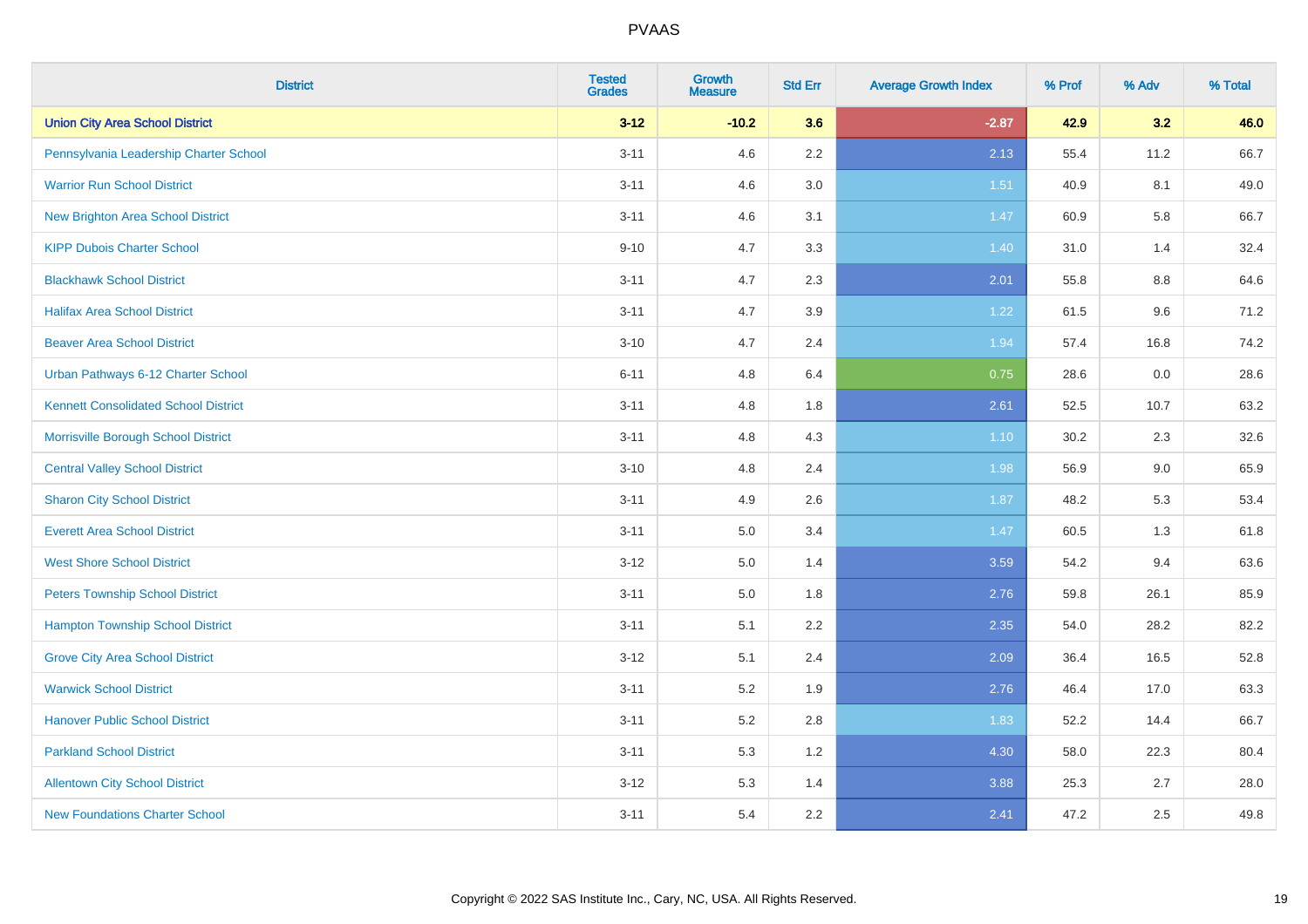# PVAAS

| District | Tested Grades | Growth Measure | Std Err | Average Growth Index | % Prof | % Adv | % Total |
|---|---|---|---|---|---|---|---|
| **Union City Area School District** | **3-12** | **-10.2** | **3.6** | **-2.87** | **42.9** | **3.2** | **46.0** |
| Pennsylvania Leadership Charter School | 3-11 | 4.6 | 2.2 | 2.13 | 55.4 | 11.2 | 66.7 |
| Warrior Run School District | 3-11 | 4.6 | 3.0 | 1.51 | 40.9 | 8.1 | 49.0 |
| New Brighton Area School District | 3-11 | 4.6 | 3.1 | 1.47 | 60.9 | 5.8 | 66.7 |
| KIPP Dubois Charter School | 9-10 | 4.7 | 3.3 | 1.40 | 31.0 | 1.4 | 32.4 |
| Blackhawk School District | 3-11 | 4.7 | 2.3 | 2.01 | 55.8 | 8.8 | 64.6 |
| Halifax Area School District | 3-11 | 4.7 | 3.9 | 1.22 | 61.5 | 9.6 | 71.2 |
| Beaver Area School District | 3-10 | 4.7 | 2.4 | 1.94 | 57.4 | 16.8 | 74.2 |
| Urban Pathways 6-12 Charter School | 6-11 | 4.8 | 6.4 | 0.75 | 28.6 | 0.0 | 28.6 |
| Kennett Consolidated School District | 3-11 | 4.8 | 1.8 | 2.61 | 52.5 | 10.7 | 63.2 |
| Morrisville Borough School District | 3-11 | 4.8 | 4.3 | 1.10 | 30.2 | 2.3 | 32.6 |
| Central Valley School District | 3-10 | 4.8 | 2.4 | 1.98 | 56.9 | 9.0 | 65.9 |
| Sharon City School District | 3-11 | 4.9 | 2.6 | 1.87 | 48.2 | 5.3 | 53.4 |
| Everett Area School District | 3-11 | 5.0 | 3.4 | 1.47 | 60.5 | 1.3 | 61.8 |
| West Shore School District | 3-12 | 5.0 | 1.4 | 3.59 | 54.2 | 9.4 | 63.6 |
| Peters Township School District | 3-11 | 5.0 | 1.8 | 2.76 | 59.8 | 26.1 | 85.9 |
| Hampton Township School District | 3-11 | 5.1 | 2.2 | 2.35 | 54.0 | 28.2 | 82.2 |
| Grove City Area School District | 3-12 | 5.1 | 2.4 | 2.09 | 36.4 | 16.5 | 52.8 |
| Warwick School District | 3-11 | 5.2 | 1.9 | 2.76 | 46.4 | 17.0 | 63.3 |
| Hanover Public School District | 3-11 | 5.2 | 2.8 | 1.83 | 52.2 | 14.4 | 66.7 |
| Parkland School District | 3-11 | 5.3 | 1.2 | 4.30 | 58.0 | 22.3 | 80.4 |
| Allentown City School District | 3-12 | 5.3 | 1.4 | 3.88 | 25.3 | 2.7 | 28.0 |
| New Foundations Charter School | 3-11 | 5.4 | 2.2 | 2.41 | 47.2 | 2.5 | 49.8 |

Copyright © 2022 SAS Institute Inc., Cary, NC, USA. All Rights Reserved.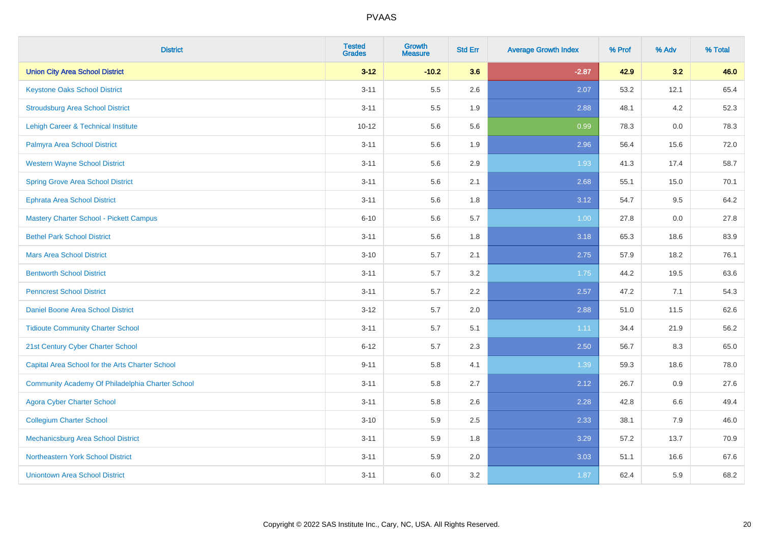# PVAAS

| District | Tested Grades | Growth Measure | Std Err | Average Growth Index | % Prof | % Adv | % Total |
|---|---|---|---|---|---|---|---|
| **Union City Area School District** | **3-12** | **-10.2** | **3.6** | **-2.87** | **42.9** | **3.2** | **46.0** |
| Keystone Oaks School District | 3-11 | 5.5 | 2.6 | 2.07 | 53.2 | 12.1 | 65.4 |
| Stroudsburg Area School District | 3-11 | 5.5 | 1.9 | 2.88 | 48.1 | 4.2 | 52.3 |
| Lehigh Career & Technical Institute | 10-12 | 5.6 | 5.6 | 0.99 | 78.3 | 0.0 | 78.3 |
| Palmyra Area School District | 3-11 | 5.6 | 1.9 | 2.96 | 56.4 | 15.6 | 72.0 |
| Western Wayne School District | 3-11 | 5.6 | 2.9 | 1.93 | 41.3 | 17.4 | 58.7 |
| Spring Grove Area School District | 3-11 | 5.6 | 2.1 | 2.68 | 55.1 | 15.0 | 70.1 |
| Ephrata Area School District | 3-11 | 5.6 | 1.8 | 3.12 | 54.7 | 9.5 | 64.2 |
| Mastery Charter School - Pickett Campus | 6-10 | 5.6 | 5.7 | 1.00 | 27.8 | 0.0 | 27.8 |
| Bethel Park School District | 3-11 | 5.6 | 1.8 | 3.18 | 65.3 | 18.6 | 83.9 |
| Mars Area School District | 3-10 | 5.7 | 2.1 | 2.75 | 57.9 | 18.2 | 76.1 |
| Bentworth School District | 3-11 | 5.7 | 3.2 | 1.75 | 44.2 | 19.5 | 63.6 |
| Penncrest School District | 3-11 | 5.7 | 2.2 | 2.57 | 47.2 | 7.1 | 54.3 |
| Daniel Boone Area School District | 3-12 | 5.7 | 2.0 | 2.88 | 51.0 | 11.5 | 62.6 |
| Tidioute Community Charter School | 3-11 | 5.7 | 5.1 | 1.11 | 34.4 | 21.9 | 56.2 |
| 21st Century Cyber Charter School | 6-12 | 5.7 | 2.3 | 2.50 | 56.7 | 8.3 | 65.0 |
| Capital Area School for the Arts Charter School | 9-11 | 5.8 | 4.1 | 1.39 | 59.3 | 18.6 | 78.0 |
| Community Academy Of Philadelphia Charter School | 3-11 | 5.8 | 2.7 | 2.12 | 26.7 | 0.9 | 27.6 |
| Agora Cyber Charter School | 3-11 | 5.8 | 2.6 | 2.28 | 42.8 | 6.6 | 49.4 |
| Collegium Charter School | 3-10 | 5.9 | 2.5 | 2.33 | 38.1 | 7.9 | 46.0 |
| Mechanicsburg Area School District | 3-11 | 5.9 | 1.8 | 3.29 | 57.2 | 13.7 | 70.9 |
| Northeastern York School District | 3-11 | 5.9 | 2.0 | 3.03 | 51.1 | 16.6 | 67.6 |
| Uniontown Area School District | 3-11 | 6.0 | 3.2 | 1.87 | 62.4 | 5.9 | 68.2 |

Copyright © 2022 SAS Institute Inc., Cary, NC, USA. All Rights Reserved.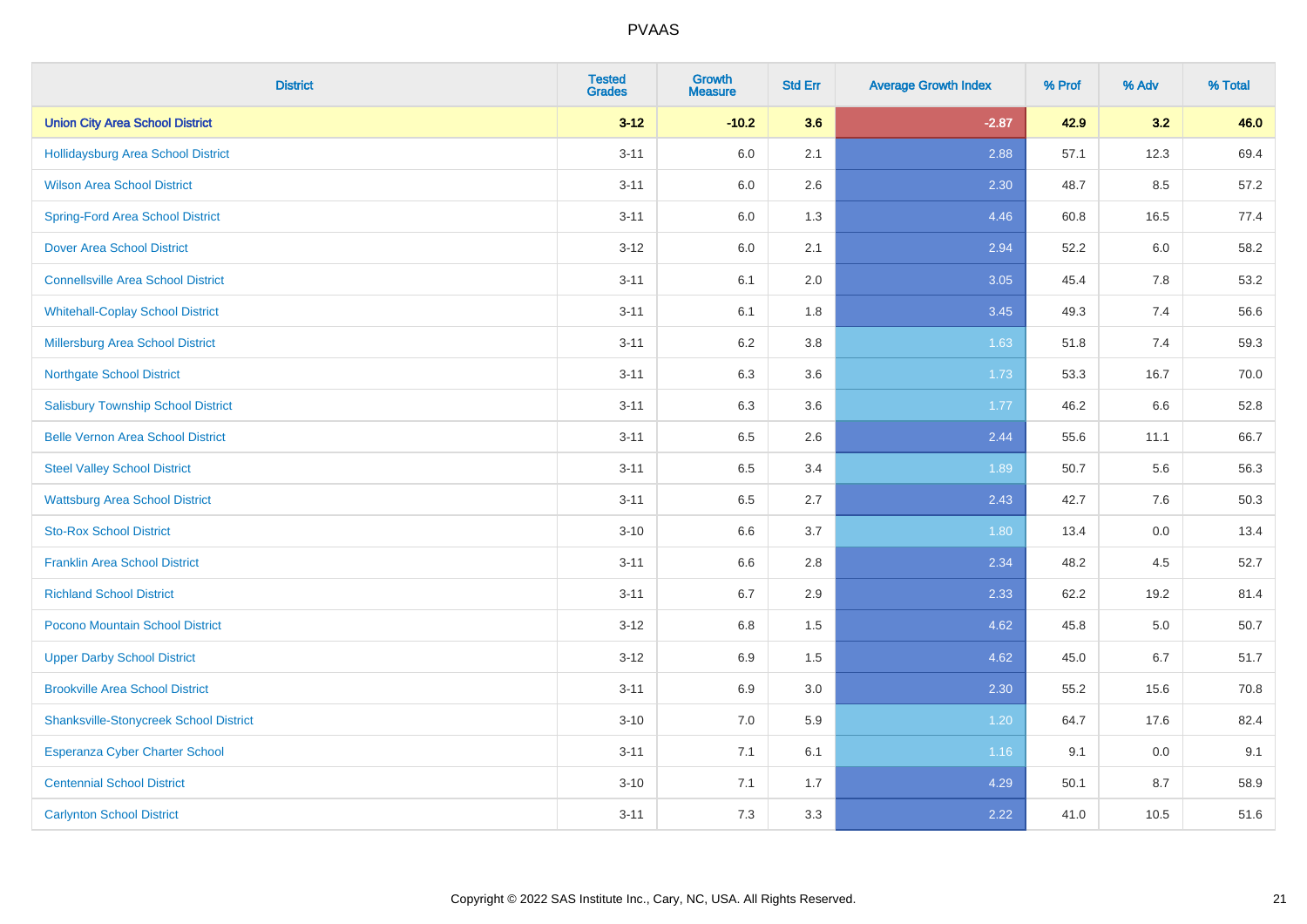# PVAAS

| District | Tested Grades | Growth Measure | Std Err | Average Growth Index | % Prof | % Adv | % Total |
|---|---|---|---|---|---|---|---|
| **Union City Area School District** | **3-12** | **-10.2** | **3.6** | **-2.87** | **42.9** | **3.2** | **46.0** |
| Hollidaysburg Area School District | 3-11 | 6.0 | 2.1 | 2.88 | 57.1 | 12.3 | 69.4 |
| Wilson Area School District | 3-11 | 6.0 | 2.6 | 2.30 | 48.7 | 8.5 | 57.2 |
| Spring-Ford Area School District | 3-11 | 6.0 | 1.3 | 4.46 | 60.8 | 16.5 | 77.4 |
| Dover Area School District | 3-12 | 6.0 | 2.1 | 2.94 | 52.2 | 6.0 | 58.2 |
| Connellsville Area School District | 3-11 | 6.1 | 2.0 | 3.05 | 45.4 | 7.8 | 53.2 |
| Whitehall-Coplay School District | 3-11 | 6.1 | 1.8 | 3.45 | 49.3 | 7.4 | 56.6 |
| Millersburg Area School District | 3-11 | 6.2 | 3.8 | 1.63 | 51.8 | 7.4 | 59.3 |
| Northgate School District | 3-11 | 6.3 | 3.6 | 1.73 | 53.3 | 16.7 | 70.0 |
| Salisbury Township School District | 3-11 | 6.3 | 3.6 | 1.77 | 46.2 | 6.6 | 52.8 |
| Belle Vernon Area School District | 3-11 | 6.5 | 2.6 | 2.44 | 55.6 | 11.1 | 66.7 |
| Steel Valley School District | 3-11 | 6.5 | 3.4 | 1.89 | 50.7 | 5.6 | 56.3 |
| Wattsburg Area School District | 3-11 | 6.5 | 2.7 | 2.43 | 42.7 | 7.6 | 50.3 |
| Sto-Rox School District | 3-10 | 6.6 | 3.7 | 1.80 | 13.4 | 0.0 | 13.4 |
| Franklin Area School District | 3-11 | 6.6 | 2.8 | 2.34 | 48.2 | 4.5 | 52.7 |
| Richland School District | 3-11 | 6.7 | 2.9 | 2.33 | 62.2 | 19.2 | 81.4 |
| Pocono Mountain School District | 3-12 | 6.8 | 1.5 | 4.62 | 45.8 | 5.0 | 50.7 |
| Upper Darby School District | 3-12 | 6.9 | 1.5 | 4.62 | 45.0 | 6.7 | 51.7 |
| Brookville Area School District | 3-11 | 6.9 | 3.0 | 2.30 | 55.2 | 15.6 | 70.8 |
| Shanksville-Stonycreek School District | 3-10 | 7.0 | 5.9 | 1.20 | 64.7 | 17.6 | 82.4 |
| Esperanza Cyber Charter School | 3-11 | 7.1 | 6.1 | 1.16 | 9.1 | 0.0 | 9.1 |
| Centennial School District | 3-10 | 7.1 | 1.7 | 4.29 | 50.1 | 8.7 | 58.9 |
| Carlynton School District | 3-11 | 7.3 | 3.3 | 2.22 | 41.0 | 10.5 | 51.6 |

Copyright © 2022 SAS Institute Inc., Cary, NC, USA. All Rights Reserved.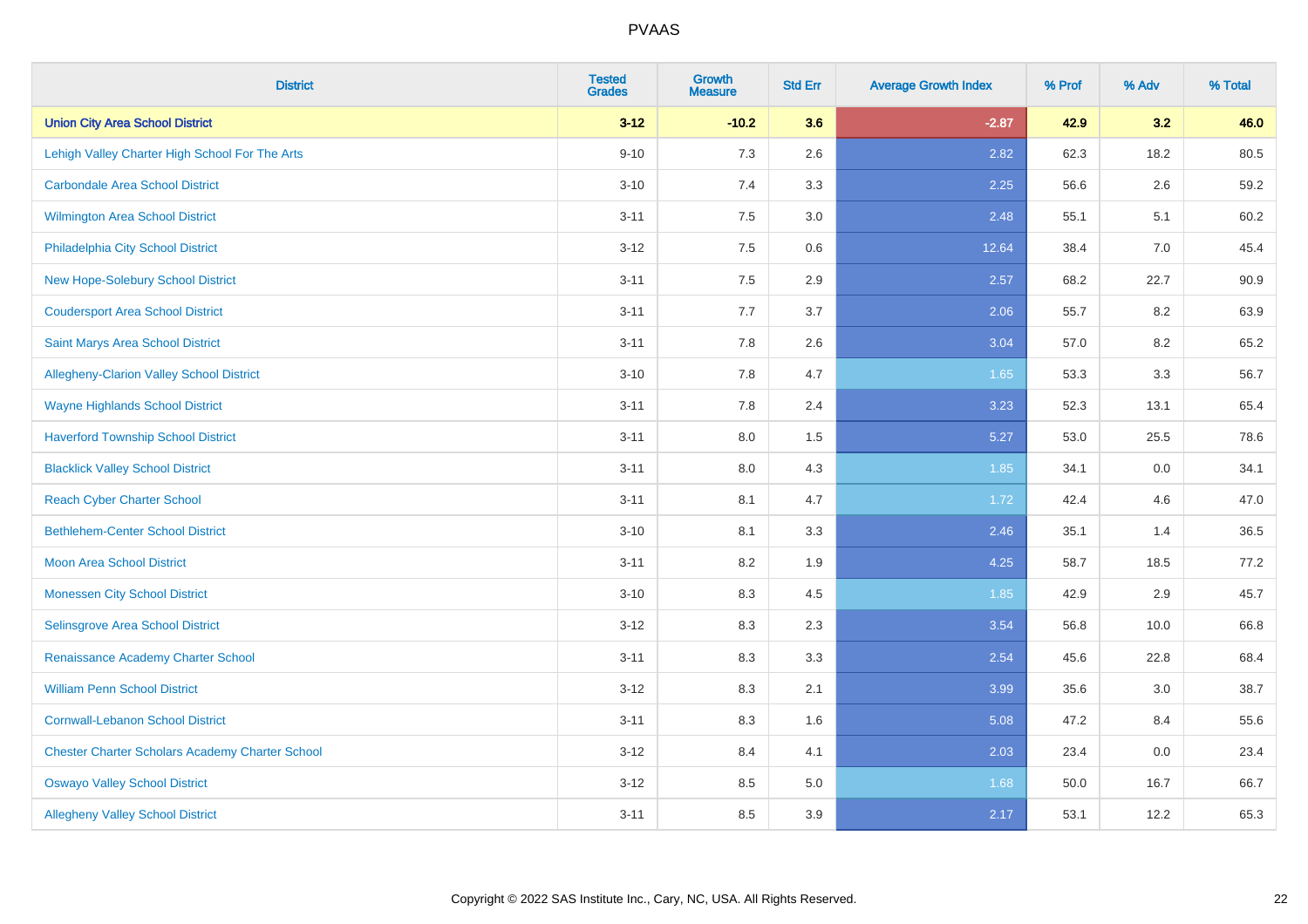# PVAAS

| District | Tested Grades | Growth Measure | Std Err | Average Growth Index | % Prof | % Adv | % Total |
|---|---|---|---|---|---|---|---|
| **Union City Area School District** | **3-12** | **-10.2** | **3.6** | **-2.87** | **42.9** | **3.2** | **46.0** |
| Lehigh Valley Charter High School For The Arts | 9-10 | 7.3 | 2.6 | 2.82 | 62.3 | 18.2 | 80.5 |
| Carbondale Area School District | 3-10 | 7.4 | 3.3 | 2.25 | 56.6 | 2.6 | 59.2 |
| Wilmington Area School District | 3-11 | 7.5 | 3.0 | 2.48 | 55.1 | 5.1 | 60.2 |
| Philadelphia City School District | 3-12 | 7.5 | 0.6 | 12.64 | 38.4 | 7.0 | 45.4 |
| New Hope-Solebury School District | 3-11 | 7.5 | 2.9 | 2.57 | 68.2 | 22.7 | 90.9 |
| Coudersport Area School District | 3-11 | 7.7 | 3.7 | 2.06 | 55.7 | 8.2 | 63.9 |
| Saint Marys Area School District | 3-11 | 7.8 | 2.6 | 3.04 | 57.0 | 8.2 | 65.2 |
| Allegheny-Clarion Valley School District | 3-10 | 7.8 | 4.7 | 1.65 | 53.3 | 3.3 | 56.7 |
| Wayne Highlands School District | 3-11 | 7.8 | 2.4 | 3.23 | 52.3 | 13.1 | 65.4 |
| Haverford Township School District | 3-11 | 8.0 | 1.5 | 5.27 | 53.0 | 25.5 | 78.6 |
| Blacklick Valley School District | 3-11 | 8.0 | 4.3 | 1.85 | 34.1 | 0.0 | 34.1 |
| Reach Cyber Charter School | 3-11 | 8.1 | 4.7 | 1.72 | 42.4 | 4.6 | 47.0 |
| Bethlehem-Center School District | 3-10 | 8.1 | 3.3 | 2.46 | 35.1 | 1.4 | 36.5 |
| Moon Area School District | 3-11 | 8.2 | 1.9 | 4.25 | 58.7 | 18.5 | 77.2 |
| Monessen City School District | 3-10 | 8.3 | 4.5 | 1.85 | 42.9 | 2.9 | 45.7 |
| Selinsgrove Area School District | 3-12 | 8.3 | 2.3 | 3.54 | 56.8 | 10.0 | 66.8 |
| Renaissance Academy Charter School | 3-11 | 8.3 | 3.3 | 2.54 | 45.6 | 22.8 | 68.4 |
| William Penn School District | 3-12 | 8.3 | 2.1 | 3.99 | 35.6 | 3.0 | 38.7 |
| Cornwall-Lebanon School District | 3-11 | 8.3 | 1.6 | 5.08 | 47.2 | 8.4 | 55.6 |
| Chester Charter Scholars Academy Charter School | 3-12 | 8.4 | 4.1 | 2.03 | 23.4 | 0.0 | 23.4 |
| Oswayo Valley School District | 3-12 | 8.5 | 5.0 | 1.68 | 50.0 | 16.7 | 66.7 |
| Allegheny Valley School District | 3-11 | 8.5 | 3.9 | 2.17 | 53.1 | 12.2 | 65.3 |

Copyright © 2022 SAS Institute Inc., Cary, NC, USA. All Rights Reserved.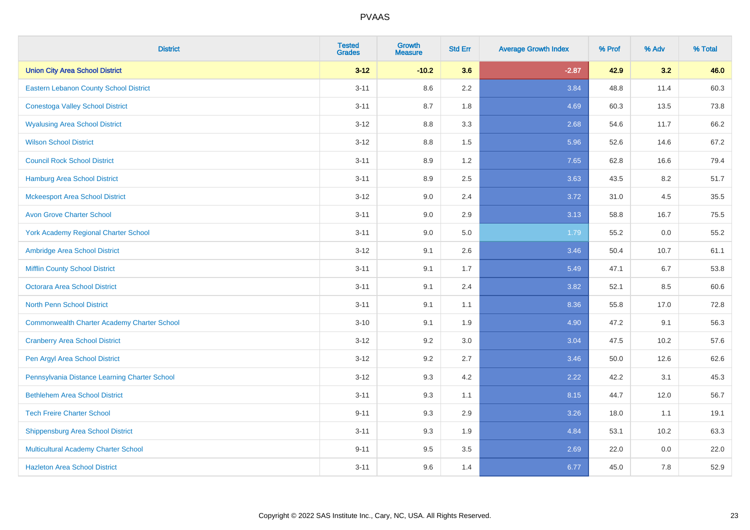| District | Tested Grades | Growth Measure | Std Err | Average Growth Index | % Prof | % Adv | % Total |
|---|---|---|---|---|---|---|---|
| **Union City Area School District** | **3-12** | **-10.2** | **3.6** | **-2.87** | **42.9** | **3.2** | **46.0** |
| Eastern Lebanon County School District | 3-11 | 8.6 | 2.2 | 3.84 | 48.8 | 11.4 | 60.3 |
| Conestoga Valley School District | 3-11 | 8.7 | 1.8 | 4.69 | 60.3 | 13.5 | 73.8 |
| Wyalusing Area School District | 3-12 | 8.8 | 3.3 | 2.68 | 54.6 | 11.7 | 66.2 |
| Wilson School District | 3-12 | 8.8 | 1.5 | 5.96 | 52.6 | 14.6 | 67.2 |
| Council Rock School District | 3-11 | 8.9 | 1.2 | 7.65 | 62.8 | 16.6 | 79.4 |
| Hamburg Area School District | 3-11 | 8.9 | 2.5 | 3.63 | 43.5 | 8.2 | 51.7 |
| Mckeesport Area School District | 3-12 | 9.0 | 2.4 | 3.72 | 31.0 | 4.5 | 35.5 |
| Avon Grove Charter School | 3-11 | 9.0 | 2.9 | 3.13 | 58.8 | 16.7 | 75.5 |
| York Academy Regional Charter School | 3-11 | 9.0 | 5.0 | 1.79 | 55.2 | 0.0 | 55.2 |
| Ambridge Area School District | 3-12 | 9.1 | 2.6 | 3.46 | 50.4 | 10.7 | 61.1 |
| Mifflin County School District | 3-11 | 9.1 | 1.7 | 5.49 | 47.1 | 6.7 | 53.8 |
| Octorara Area School District | 3-11 | 9.1 | 2.4 | 3.82 | 52.1 | 8.5 | 60.6 |
| North Penn School District | 3-11 | 9.1 | 1.1 | 8.36 | 55.8 | 17.0 | 72.8 |
| Commonwealth Charter Academy Charter School | 3-10 | 9.1 | 1.9 | 4.90 | 47.2 | 9.1 | 56.3 |
| Cranberry Area School District | 3-12 | 9.2 | 3.0 | 3.04 | 47.5 | 10.2 | 57.6 |
| Pen Argyl Area School District | 3-12 | 9.2 | 2.7 | 3.46 | 50.0 | 12.6 | 62.6 |
| Pennsylvania Distance Learning Charter School | 3-12 | 9.3 | 4.2 | 2.22 | 42.2 | 3.1 | 45.3 |
| Bethlehem Area School District | 3-11 | 9.3 | 1.1 | 8.15 | 44.7 | 12.0 | 56.7 |
| Tech Freire Charter School | 9-11 | 9.3 | 2.9 | 3.26 | 18.0 | 1.1 | 19.1 |
| Shippensburg Area School District | 3-11 | 9.3 | 1.9 | 4.84 | 53.1 | 10.2 | 63.3 |
| Multicultural Academy Charter School | 9-11 | 9.5 | 3.5 | 2.69 | 22.0 | 0.0 | 22.0 |
| Hazleton Area School District | 3-11 | 9.6 | 1.4 | 6.77 | 45.0 | 7.8 | 52.9 |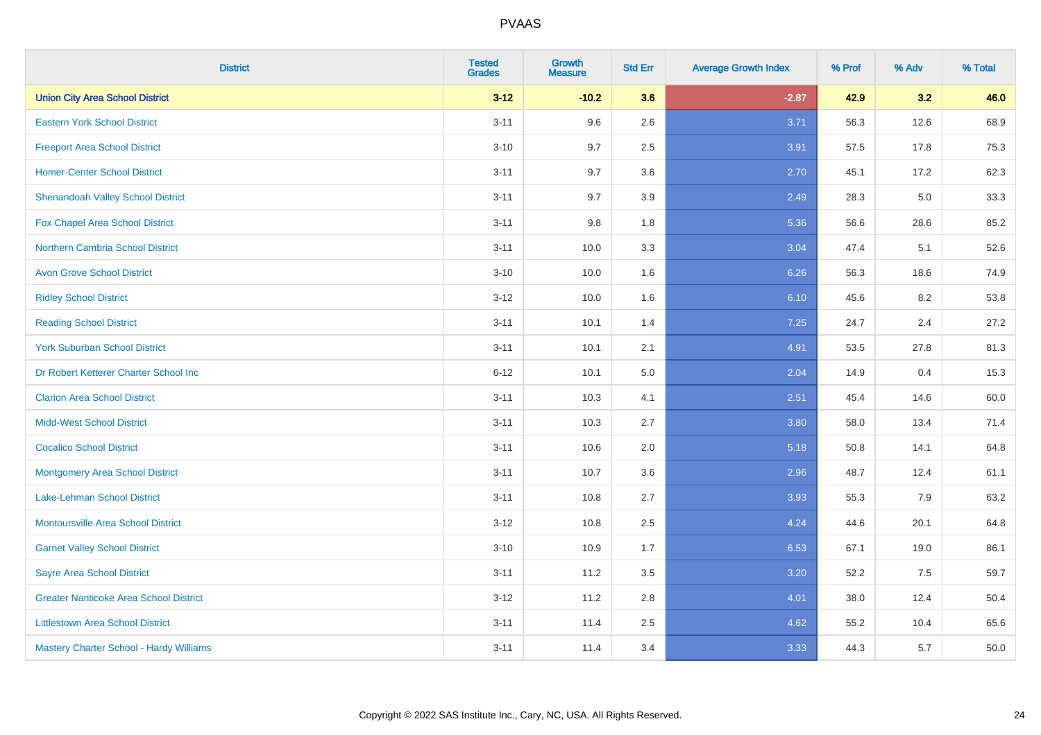| District | Tested Grades | Growth Measure | Std Err | Average Growth Index | % Prof | % Adv | % Total |
|---|---|---|---|---|---|---|---|
| **Union City Area School District** | **3-12** | **-10.2** | **3.6** | **-2.87** | **42.9** | **3.2** | **46.0** |
| Eastern York School District | 3-11 | 9.6 | 2.6 | 3.71 | 56.3 | 12.6 | 68.9 |
| Freeport Area School District | 3-10 | 9.7 | 2.5 | 3.91 | 57.5 | 17.8 | 75.3 |
| Homer-Center School District | 3-11 | 9.7 | 3.6 | 2.70 | 45.1 | 17.2 | 62.3 |
| Shenandoah Valley School District | 3-11 | 9.7 | 3.9 | 2.49 | 28.3 | 5.0 | 33.3 |
| Fox Chapel Area School District | 3-11 | 9.8 | 1.8 | 5.36 | 56.6 | 28.6 | 85.2 |
| Northern Cambria School District | 3-11 | 10.0 | 3.3 | 3.04 | 47.4 | 5.1 | 52.6 |
| Avon Grove School District | 3-10 | 10.0 | 1.6 | 6.26 | 56.3 | 18.6 | 74.9 |
| Ridley School District | 3-12 | 10.0 | 1.6 | 6.10 | 45.6 | 8.2 | 53.8 |
| Reading School District | 3-11 | 10.1 | 1.4 | 7.25 | 24.7 | 2.4 | 27.2 |
| York Suburban School District | 3-11 | 10.1 | 2.1 | 4.91 | 53.5 | 27.8 | 81.3 |
| Dr Robert Ketterer Charter School Inc | 6-12 | 10.1 | 5.0 | 2.04 | 14.9 | 0.4 | 15.3 |
| Clarion Area School District | 3-11 | 10.3 | 4.1 | 2.51 | 45.4 | 14.6 | 60.0 |
| Midd-West School District | 3-11 | 10.3 | 2.7 | 3.80 | 58.0 | 13.4 | 71.4 |
| Cocalico School District | 3-11 | 10.6 | 2.0 | 5.18 | 50.8 | 14.1 | 64.8 |
| Montgomery Area School District | 3-11 | 10.7 | 3.6 | 2.96 | 48.7 | 12.4 | 61.1 |
| Lake-Lehman School District | 3-11 | 10.8 | 2.7 | 3.93 | 55.3 | 7.9 | 63.2 |
| Montoursville Area School District | 3-12 | 10.8 | 2.5 | 4.24 | 44.6 | 20.1 | 64.8 |
| Garnet Valley School District | 3-10 | 10.9 | 1.7 | 6.53 | 67.1 | 19.0 | 86.1 |
| Sayre Area School District | 3-11 | 11.2 | 3.5 | 3.20 | 52.2 | 7.5 | 59.7 |
| Greater Nanticoke Area School District | 3-12 | 11.2 | 2.8 | 4.01 | 38.0 | 12.4 | 50.4 |
| Littlestown Area School District | 3-11 | 11.4 | 2.5 | 4.62 | 55.2 | 10.4 | 65.6 |
| Mastery Charter School - Hardy Williams | 3-11 | 11.4 | 3.4 | 3.33 | 44.3 | 5.7 | 50.0 |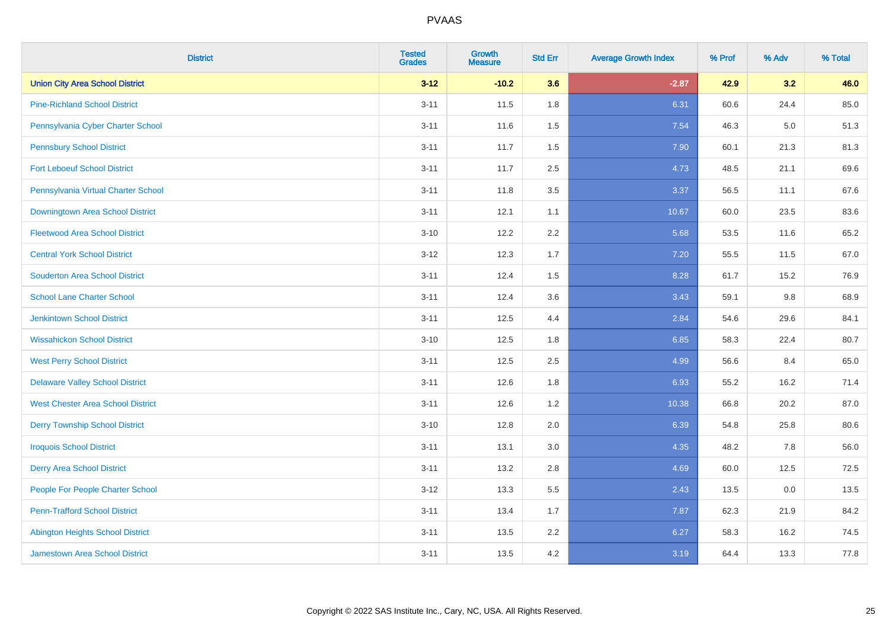# PVAAS

| District | Tested Grades | Growth Measure | Std Err | Average Growth Index | % Prof | % Adv | % Total |
|---|---|---|---|---|---|---|---|
| **Union City Area School District** | **3-12** | **-10.2** | **3.6** | **-2.87** | **42.9** | **3.2** | **46.0** |
| Pine-Richland School District | 3-11 | 11.5 | 1.8 | 6.31 | 60.6 | 24.4 | 85.0 |
| Pennsylvania Cyber Charter School | 3-11 | 11.6 | 1.5 | 7.54 | 46.3 | 5.0 | 51.3 |
| Pennsbury School District | 3-11 | 11.7 | 1.5 | 7.90 | 60.1 | 21.3 | 81.3 |
| Fort Leboeuf School District | 3-11 | 11.7 | 2.5 | 4.73 | 48.5 | 21.1 | 69.6 |
| Pennsylvania Virtual Charter School | 3-11 | 11.8 | 3.5 | 3.37 | 56.5 | 11.1 | 67.6 |
| Downingtown Area School District | 3-11 | 12.1 | 1.1 | 10.67 | 60.0 | 23.5 | 83.6 |
| Fleetwood Area School District | 3-10 | 12.2 | 2.2 | 5.68 | 53.5 | 11.6 | 65.2 |
| Central York School District | 3-12 | 12.3 | 1.7 | 7.20 | 55.5 | 11.5 | 67.0 |
| Souderton Area School District | 3-11 | 12.4 | 1.5 | 8.28 | 61.7 | 15.2 | 76.9 |
| School Lane Charter School | 3-11 | 12.4 | 3.6 | 3.43 | 59.1 | 9.8 | 68.9 |
| Jenkintown School District | 3-11 | 12.5 | 4.4 | 2.84 | 54.6 | 29.6 | 84.1 |
| Wissahickon School District | 3-10 | 12.5 | 1.8 | 6.85 | 58.3 | 22.4 | 80.7 |
| West Perry School District | 3-11 | 12.5 | 2.5 | 4.99 | 56.6 | 8.4 | 65.0 |
| Delaware Valley School District | 3-11 | 12.6 | 1.8 | 6.93 | 55.2 | 16.2 | 71.4 |
| West Chester Area School District | 3-11 | 12.6 | 1.2 | 10.38 | 66.8 | 20.2 | 87.0 |
| Derry Township School District | 3-10 | 12.8 | 2.0 | 6.39 | 54.8 | 25.8 | 80.6 |
| Iroquois School District | 3-11 | 13.1 | 3.0 | 4.35 | 48.2 | 7.8 | 56.0 |
| Derry Area School District | 3-11 | 13.2 | 2.8 | 4.69 | 60.0 | 12.5 | 72.5 |
| People For People Charter School | 3-12 | 13.3 | 5.5 | 2.43 | 13.5 | 0.0 | 13.5 |
| Penn-Trafford School District | 3-11 | 13.4 | 1.7 | 7.87 | 62.3 | 21.9 | 84.2 |
| Abington Heights School District | 3-11 | 13.5 | 2.2 | 6.27 | 58.3 | 16.2 | 74.5 |
| Jamestown Area School District | 3-11 | 13.5 | 4.2 | 3.19 | 64.4 | 13.3 | 77.8 |

Copyright © 2022 SAS Institute Inc., Cary, NC, USA. All Rights Reserved.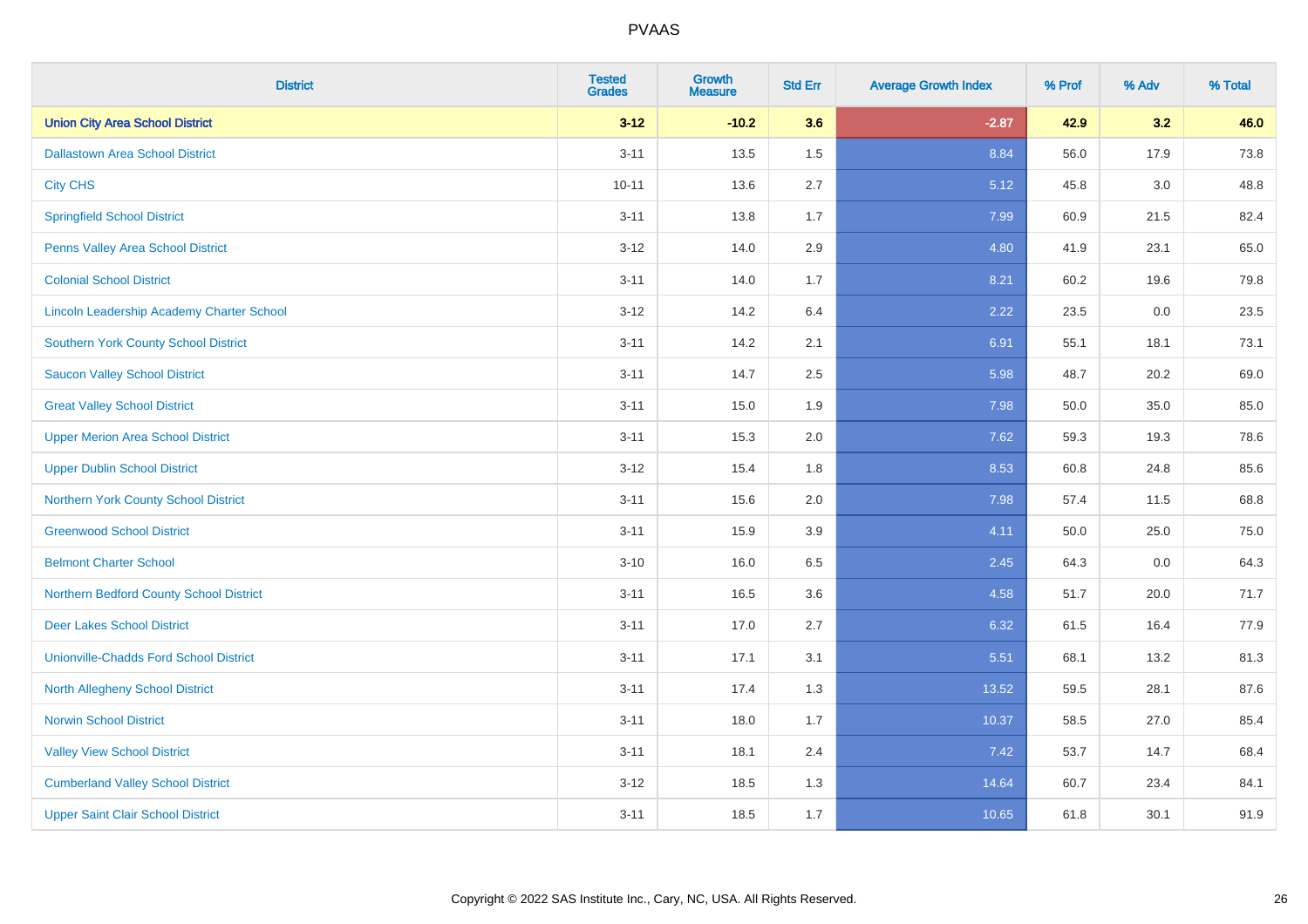# PVAAS

| District | Tested Grades | Growth Measure | Std Err | Average Growth Index | % Prof | % Adv | % Total |
|---|---|---|---|---|---|---|---|
| **Union City Area School District** | **3-12** | **-10.2** | **3.6** | **-2.87** | **42.9** | **3.2** | **46.0** |
| Dallastown Area School District | 3-11 | 13.5 | 1.5 | 8.84 | 56.0 | 17.9 | 73.8 |
| City CHS | 10-11 | 13.6 | 2.7 | 5.12 | 45.8 | 3.0 | 48.8 |
| Springfield School District | 3-11 | 13.8 | 1.7 | 7.99 | 60.9 | 21.5 | 82.4 |
| Penns Valley Area School District | 3-12 | 14.0 | 2.9 | 4.80 | 41.9 | 23.1 | 65.0 |
| Colonial School District | 3-11 | 14.0 | 1.7 | 8.21 | 60.2 | 19.6 | 79.8 |
| Lincoln Leadership Academy Charter School | 3-12 | 14.2 | 6.4 | 2.22 | 23.5 | 0.0 | 23.5 |
| Southern York County School District | 3-11 | 14.2 | 2.1 | 6.91 | 55.1 | 18.1 | 73.1 |
| Saucon Valley School District | 3-11 | 14.7 | 2.5 | 5.98 | 48.7 | 20.2 | 69.0 |
| Great Valley School District | 3-11 | 15.0 | 1.9 | 7.98 | 50.0 | 35.0 | 85.0 |
| Upper Merion Area School District | 3-11 | 15.3 | 2.0 | 7.62 | 59.3 | 19.3 | 78.6 |
| Upper Dublin School District | 3-12 | 15.4 | 1.8 | 8.53 | 60.8 | 24.8 | 85.6 |
| Northern York County School District | 3-11 | 15.6 | 2.0 | 7.98 | 57.4 | 11.5 | 68.8 |
| Greenwood School District | 3-11 | 15.9 | 3.9 | 4.11 | 50.0 | 25.0 | 75.0 |
| Belmont Charter School | 3-10 | 16.0 | 6.5 | 2.45 | 64.3 | 0.0 | 64.3 |
| Northern Bedford County School District | 3-11 | 16.5 | 3.6 | 4.58 | 51.7 | 20.0 | 71.7 |
| Deer Lakes School District | 3-11 | 17.0 | 2.7 | 6.32 | 61.5 | 16.4 | 77.9 |
| Unionville-Chadds Ford School District | 3-11 | 17.1 | 3.1 | 5.51 | 68.1 | 13.2 | 81.3 |
| North Allegheny School District | 3-11 | 17.4 | 1.3 | 13.52 | 59.5 | 28.1 | 87.6 |
| Norwin School District | 3-11 | 18.0 | 1.7 | 10.37 | 58.5 | 27.0 | 85.4 |
| Valley View School District | 3-11 | 18.1 | 2.4 | 7.42 | 53.7 | 14.7 | 68.4 |
| Cumberland Valley School District | 3-12 | 18.5 | 1.3 | 14.64 | 60.7 | 23.4 | 84.1 |
| Upper Saint Clair School District | 3-11 | 18.5 | 1.7 | 10.65 | 61.8 | 30.1 | 91.9 |

Copyright © 2022 SAS Institute Inc., Cary, NC, USA. All Rights Reserved.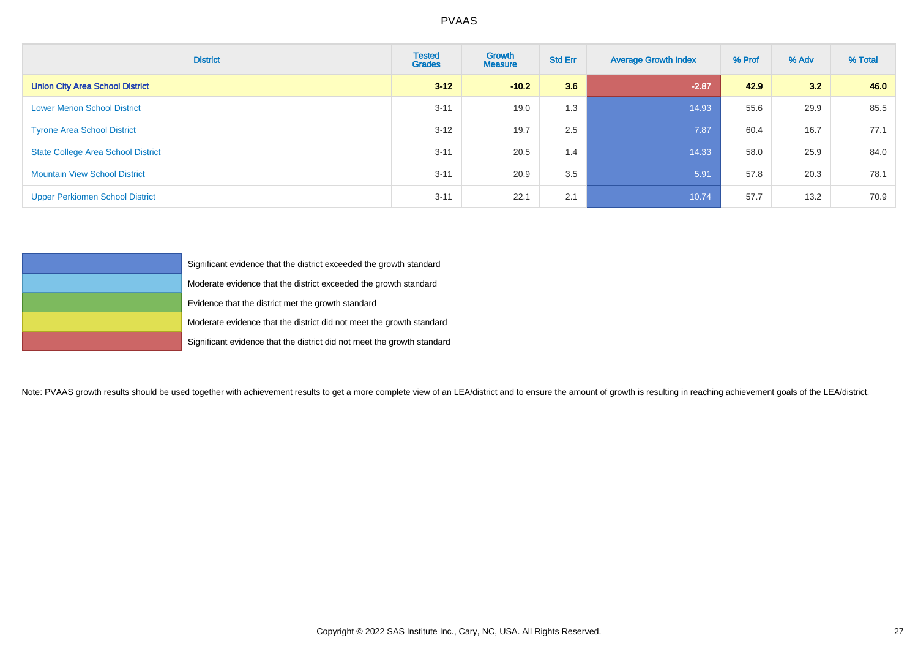# PVAAS

| District | Tested Grades | Growth Measure | Std Err | Average Growth Index | % Prof | % Adv | % Total |
|---|---|---|---|---|---|---|---|
| **Union City Area School District** | **3-12** | **-10.2** | **3.6** | **-2.87** | **42.9** | **3.2** | **46.0** |
| Lower Merion School District | 3-11 | 19.0 | 1.3 | 14.93 | 55.6 | 29.9 | 85.5 |
| Tyrone Area School District | 3-12 | 19.7 | 2.5 | 7.87 | 60.4 | 16.7 | 77.1 |
| State College Area School District | 3-11 | 20.5 | 1.4 | 14.33 | 58.0 | 25.9 | 84.0 |
| Mountain View School District | 3-11 | 20.9 | 3.5 | 5.91 | 57.8 | 20.3 | 78.1 |
| Upper Perkiomen School District | 3-11 | 22.1 | 2.1 | 10.74 | 57.7 | 13.2 | 70.9 |

Significant evidence that the district exceeded the growth standard

Moderate evidence that the district exceeded the growth standard

Evidence that the district met the growth standard

Moderate evidence that the district did not meet the growth standard

Significant evidence that the district did not meet the growth standard

Note: PVAAS growth results should be used together with achievement results to get a more complete view of an LEA/district and to ensure the amount of growth is resulting in reaching achievement goals of the LEA/district.

Copyright © 2022 SAS Institute Inc., Cary, NC, USA. All Rights Reserved.